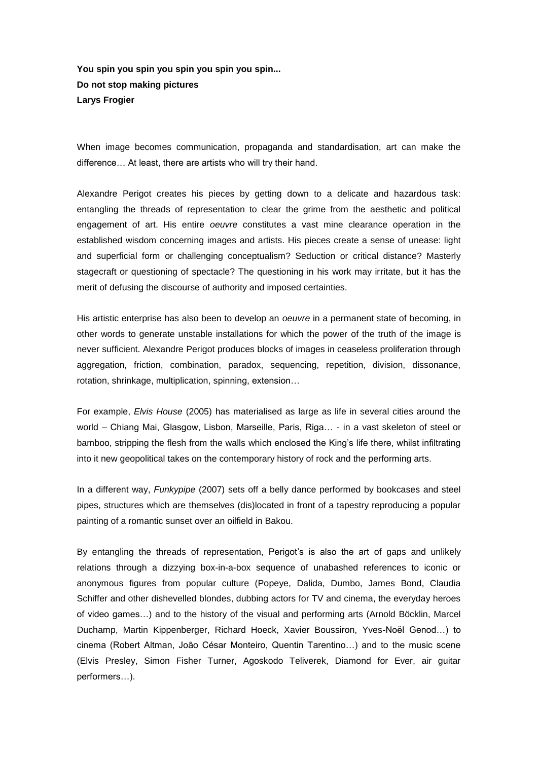**You spin you spin you spin you spin you spin...**
**Do not stop making pictures**
**Larys Frogier**

When image becomes communication, propaganda and standardisation, art can make the difference… At least, there are artists who will try their hand.

Alexandre Perigot creates his pieces by getting down to a delicate and hazardous task: entangling the threads of representation to clear the grime from the aesthetic and political engagement of art. His entire *oeuvre* constitutes a vast mine clearance operation in the established wisdom concerning images and artists. His pieces create a sense of unease: light and superficial form or challenging conceptualism? Seduction or critical distance? Masterly stagecraft or questioning of spectacle? The questioning in his work may irritate, but it has the merit of defusing the discourse of authority and imposed certainties.

His artistic enterprise has also been to develop an *oeuvre* in a permanent state of becoming, in other words to generate unstable installations for which the power of the truth of the image is never sufficient. Alexandre Perigot produces blocks of images in ceaseless proliferation through aggregation, friction, combination, paradox, sequencing, repetition, division, dissonance, rotation, shrinkage, multiplication, spinning, extension…

For example, *Elvis House* (2005) has materialised as large as life in several cities around the world – Chiang Mai, Glasgow, Lisbon, Marseille, Paris, Riga… - in a vast skeleton of steel or bamboo, stripping the flesh from the walls which enclosed the King's life there, whilst infiltrating into it new geopolitical takes on the contemporary history of rock and the performing arts.

In a different way, *Funkypipe* (2007) sets off a belly dance performed by bookcases and steel pipes, structures which are themselves (dis)located in front of a tapestry reproducing a popular painting of a romantic sunset over an oilfield in Bakou.

By entangling the threads of representation, Perigot's is also the art of gaps and unlikely relations through a dizzying box-in-a-box sequence of unabashed references to iconic or anonymous figures from popular culture (Popeye, Dalida, Dumbo, James Bond, Claudia Schiffer and other dishevelled blondes, dubbing actors for TV and cinema, the everyday heroes of video games…) and to the history of the visual and performing arts (Arnold Böcklin, Marcel Duchamp, Martin Kippenberger, Richard Hoeck, Xavier Boussiron, Yves-Noël Genod…) to cinema (Robert Altman, João César Monteiro, Quentin Tarentino…) and to the music scene (Elvis Presley, Simon Fisher Turner, Agoskodo Teliverek, Diamond for Ever, air guitar performers…).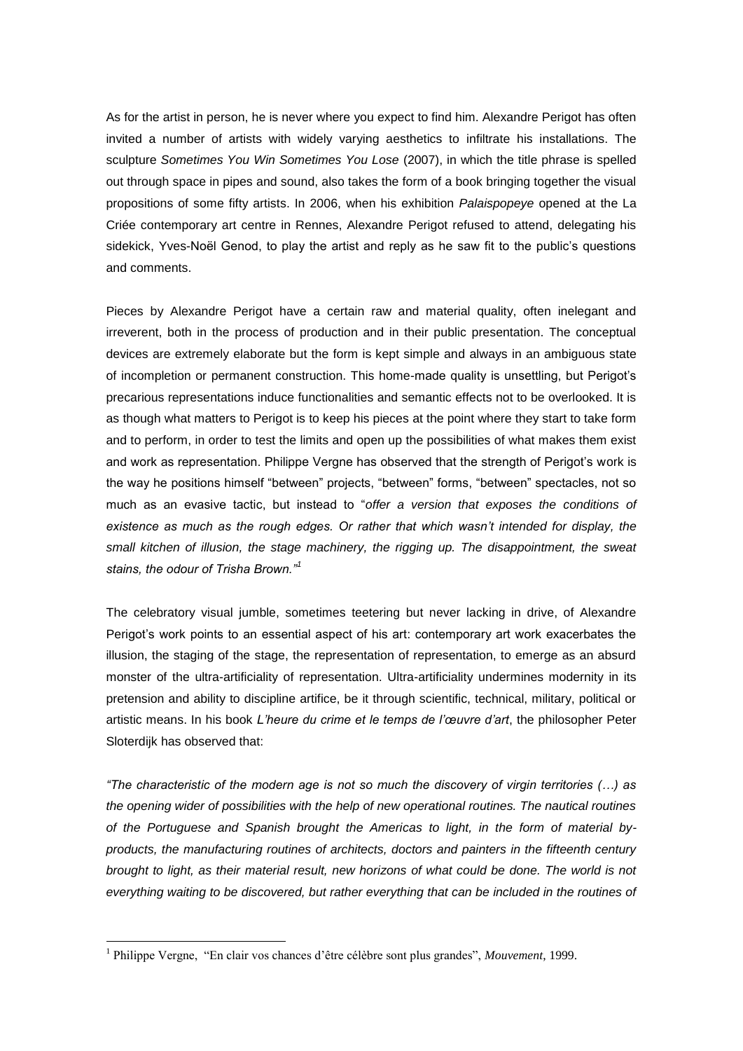As for the artist in person, he is never where you expect to find him. Alexandre Perigot has often invited a number of artists with widely varying aesthetics to infiltrate his installations. The sculpture *Sometimes You Win Sometimes You Lose* (2007), in which the title phrase is spelled out through space in pipes and sound, also takes the form of a book bringing together the visual propositions of some fifty artists. In 2006, when his exhibition *Palaispopeye* opened at the La Criée contemporary art centre in Rennes, Alexandre Perigot refused to attend, delegating his sidekick, Yves-Noël Genod, to play the artist and reply as he saw fit to the public's questions and comments.

Pieces by Alexandre Perigot have a certain raw and material quality, often inelegant and irreverent, both in the process of production and in their public presentation. The conceptual devices are extremely elaborate but the form is kept simple and always in an ambiguous state of incompletion or permanent construction. This home-made quality is unsettling, but Perigot's precarious representations induce functionalities and semantic effects not to be overlooked. It is as though what matters to Perigot is to keep his pieces at the point where they start to take form and to perform, in order to test the limits and open up the possibilities of what makes them exist and work as representation. Philippe Vergne has observed that the strength of Perigot's work is the way he positions himself "between" projects, "between" forms, "between" spectacles, not so much as an evasive tactic, but instead to "*offer a version that exposes the conditions of existence as much as the rough edges. Or rather that which wasn't intended for display, the small kitchen of illusion, the stage machinery, the rigging up. The disappointment, the sweat stains, the odour of Trisha Brown.*"[1]

The celebratory visual jumble, sometimes teetering but never lacking in drive, of Alexandre Perigot's work points to an essential aspect of his art: contemporary art work exacerbates the illusion, the staging of the stage, the representation of representation, to emerge as an absurd monster of the ultra-artificiality of representation. Ultra-artificiality undermines modernity in its pretension and ability to discipline artifice, be it through scientific, technical, military, political or artistic means. In his book *L'heure du crime et le temps de l'œuvre d'art*, the philosopher Peter Sloterdijk has observed that:

*"The characteristic of the modern age is not so much the discovery of virgin territories (…) as the opening wider of possibilities with the help of new operational routines. The nautical routines of the Portuguese and Spanish brought the Americas to light, in the form of material by-products, the manufacturing routines of architects, doctors and painters in the fifteenth century brought to light, as their material result, new horizons of what could be done. The world is not everything waiting to be discovered, but rather everything that can be included in the routines of*

[1] Philippe Vergne, "En clair vos chances d'être célèbre sont plus grandes", *Mouvement*, 1999.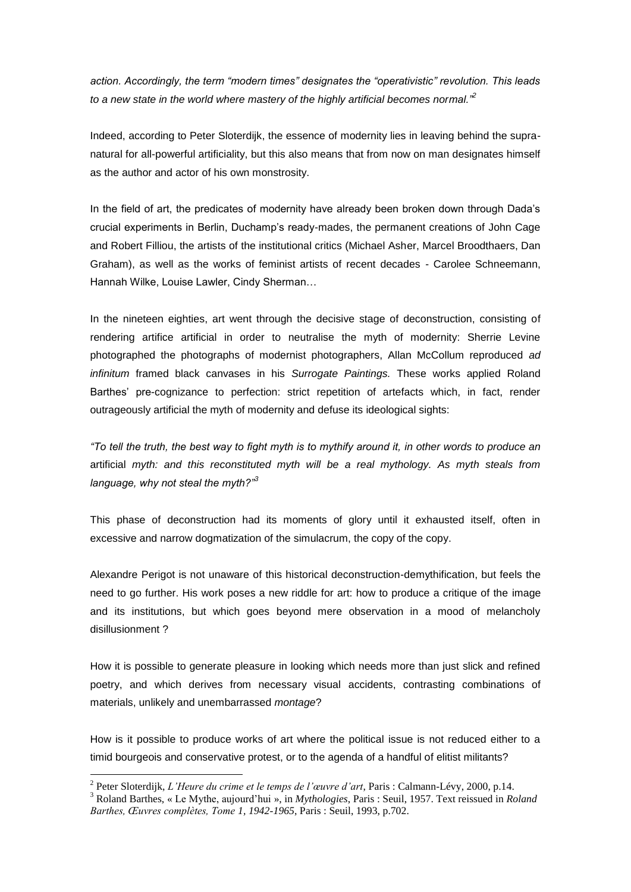*action. Accordingly, the term "modern times" designates the "operativistic" revolution. This leads to a new state in the world where mastery of the highly artificial becomes normal."*[2]

Indeed, according to Peter Sloterdijk, the essence of modernity lies in leaving behind the supra-natural for all-powerful artificiality, but this also means that from now on man designates himself as the author and actor of his own monstrosity.

In the field of art, the predicates of modernity have already been broken down through Dada's crucial experiments in Berlin, Duchamp's ready-mades, the permanent creations of John Cage and Robert Filliou, the artists of the institutional critics (Michael Asher, Marcel Broodthaers, Dan Graham), as well as the works of feminist artists of recent decades - Carolee Schneemann, Hannah Wilke, Louise Lawler, Cindy Sherman…

In the nineteen eighties, art went through the decisive stage of deconstruction, consisting of rendering artifice artificial in order to neutralise the myth of modernity: Sherrie Levine photographed the photographs of modernist photographers, Allan McCollum reproduced *ad infinitum* framed black canvases in his *Surrogate Paintings.* These works applied Roland Barthes' pre-cognizance to perfection: strict repetition of artefacts which, in fact, render outrageously artificial the myth of modernity and defuse its ideological sights:

*"To tell the truth, the best way to fight myth is to mythify around it, in other words to produce an* artificial *myth: and this reconstituted myth will be a real mythology. As myth steals from language, why not steal the myth?"*[3]

This phase of deconstruction had its moments of glory until it exhausted itself, often in excessive and narrow dogmatization of the simulacrum, the copy of the copy.

Alexandre Perigot is not unaware of this historical deconstruction-demythification, but feels the need to go further. His work poses a new riddle for art: how to produce a critique of the image and its institutions, but which goes beyond mere observation in a mood of melancholy disillusionment ?

How it is possible to generate pleasure in looking which needs more than just slick and refined poetry, and which derives from necessary visual accidents, contrasting combinations of materials, unlikely and unembarrassed *montage*?

How is it possible to produce works of art where the political issue is not reduced either to a timid bourgeois and conservative protest, or to the agenda of a handful of elitist militants?

---

[2] Peter Sloterdijk, *L'Heure du crime et le temps de l'œuvre d'art*, Paris : Calmann-Lévy, 2000, p.14.

[3] Roland Barthes, « Le Mythe, aujourd'hui », in *Mythologies*, Paris : Seuil, 1957. Text reissued in *Roland Barthes, Œuvres complètes, Tome 1, 1942-1965*, Paris : Seuil, 1993, p.702.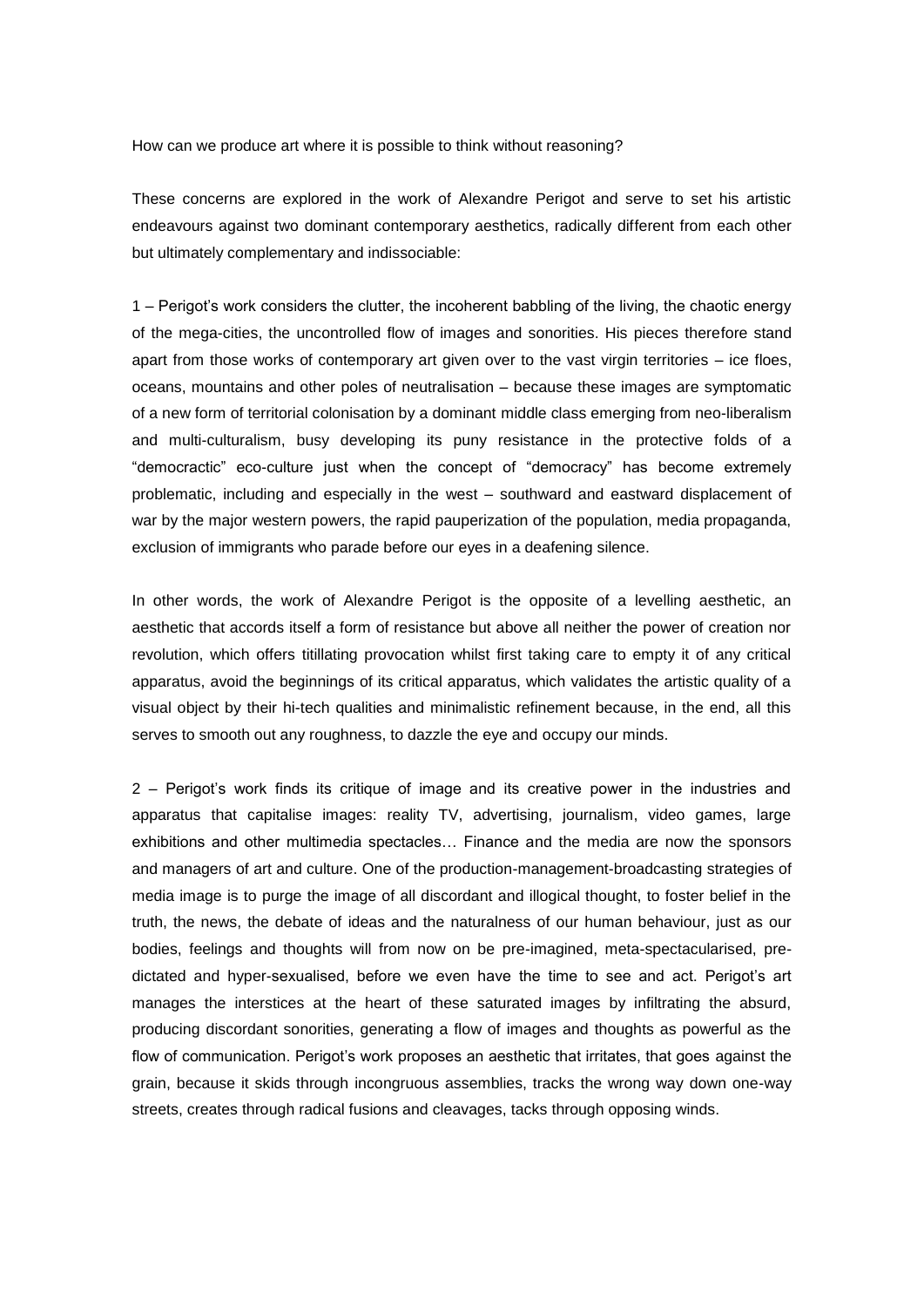How can we produce art where it is possible to think without reasoning?

These concerns are explored in the work of Alexandre Perigot and serve to set his artistic endeavours against two dominant contemporary aesthetics, radically different from each other but ultimately complementary and indissociable:

1 – Perigot's work considers the clutter, the incoherent babbling of the living, the chaotic energy of the mega-cities, the uncontrolled flow of images and sonorities. His pieces therefore stand apart from those works of contemporary art given over to the vast virgin territories – ice floes, oceans, mountains and other poles of neutralisation – because these images are symptomatic of a new form of territorial colonisation by a dominant middle class emerging from neo-liberalism and multi-culturalism, busy developing its puny resistance in the protective folds of a "democractic" eco-culture just when the concept of "democracy" has become extremely problematic, including and especially in the west – southward and eastward displacement of war by the major western powers, the rapid pauperization of the population, media propaganda, exclusion of immigrants who parade before our eyes in a deafening silence.

In other words, the work of Alexandre Perigot is the opposite of a levelling aesthetic, an aesthetic that accords itself a form of resistance but above all neither the power of creation nor revolution, which offers titillating provocation whilst first taking care to empty it of any critical apparatus, avoid the beginnings of its critical apparatus, which validates the artistic quality of a visual object by their hi-tech qualities and minimalistic refinement because, in the end, all this serves to smooth out any roughness, to dazzle the eye and occupy our minds.

2 – Perigot's work finds its critique of image and its creative power in the industries and apparatus that capitalise images: reality TV, advertising, journalism, video games, large exhibitions and other multimedia spectacles… Finance and the media are now the sponsors and managers of art and culture. One of the production-management-broadcasting strategies of media image is to purge the image of all discordant and illogical thought, to foster belief in the truth, the news, the debate of ideas and the naturalness of our human behaviour, just as our bodies, feelings and thoughts will from now on be pre-imagined, meta-spectacularised, pre-dictated and hyper-sexualised, before we even have the time to see and act. Perigot's art manages the interstices at the heart of these saturated images by infiltrating the absurd, producing discordant sonorities, generating a flow of images and thoughts as powerful as the flow of communication. Perigot's work proposes an aesthetic that irritates, that goes against the grain, because it skids through incongruous assemblies, tracks the wrong way down one-way streets, creates through radical fusions and cleavages, tacks through opposing winds.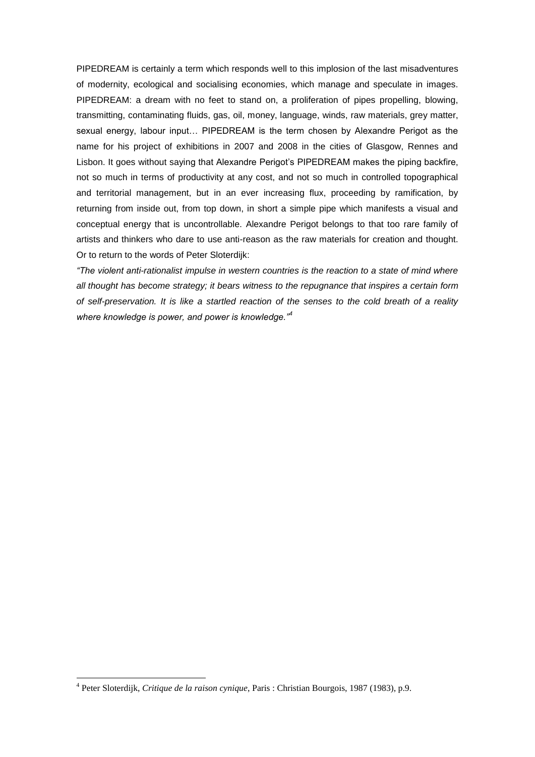PIPEDREAM is certainly a term which responds well to this implosion of the last misadventures of modernity, ecological and socialising economies, which manage and speculate in images. PIPEDREAM: a dream with no feet to stand on, a proliferation of pipes propelling, blowing, transmitting, contaminating fluids, gas, oil, money, language, winds, raw materials, grey matter, sexual energy, labour input… PIPEDREAM is the term chosen by Alexandre Perigot as the name for his project of exhibitions in 2007 and 2008 in the cities of Glasgow, Rennes and Lisbon. It goes without saying that Alexandre Perigot's PIPEDREAM makes the piping backfire, not so much in terms of productivity at any cost, and not so much in controlled topographical and territorial management, but in an ever increasing flux, proceeding by ramification, by returning from inside out, from top down, in short a simple pipe which manifests a visual and conceptual energy that is uncontrollable. Alexandre Perigot belongs to that too rare family of artists and thinkers who dare to use anti-reason as the raw materials for creation and thought. Or to return to the words of Peter Sloterdijk:

*"The violent anti-rationalist impulse in western countries is the reaction to a state of mind where all thought has become strategy; it bears witness to the repugnance that inspires a certain form of self-preservation. It is like a startled reaction of the senses to the cold breath of a reality where knowledge is power, and power is knowledge."*[4]

---

[4] Peter Sloterdijk, *Critique de la raison cynique*, Paris : Christian Bourgois, 1987 (1983), p.9.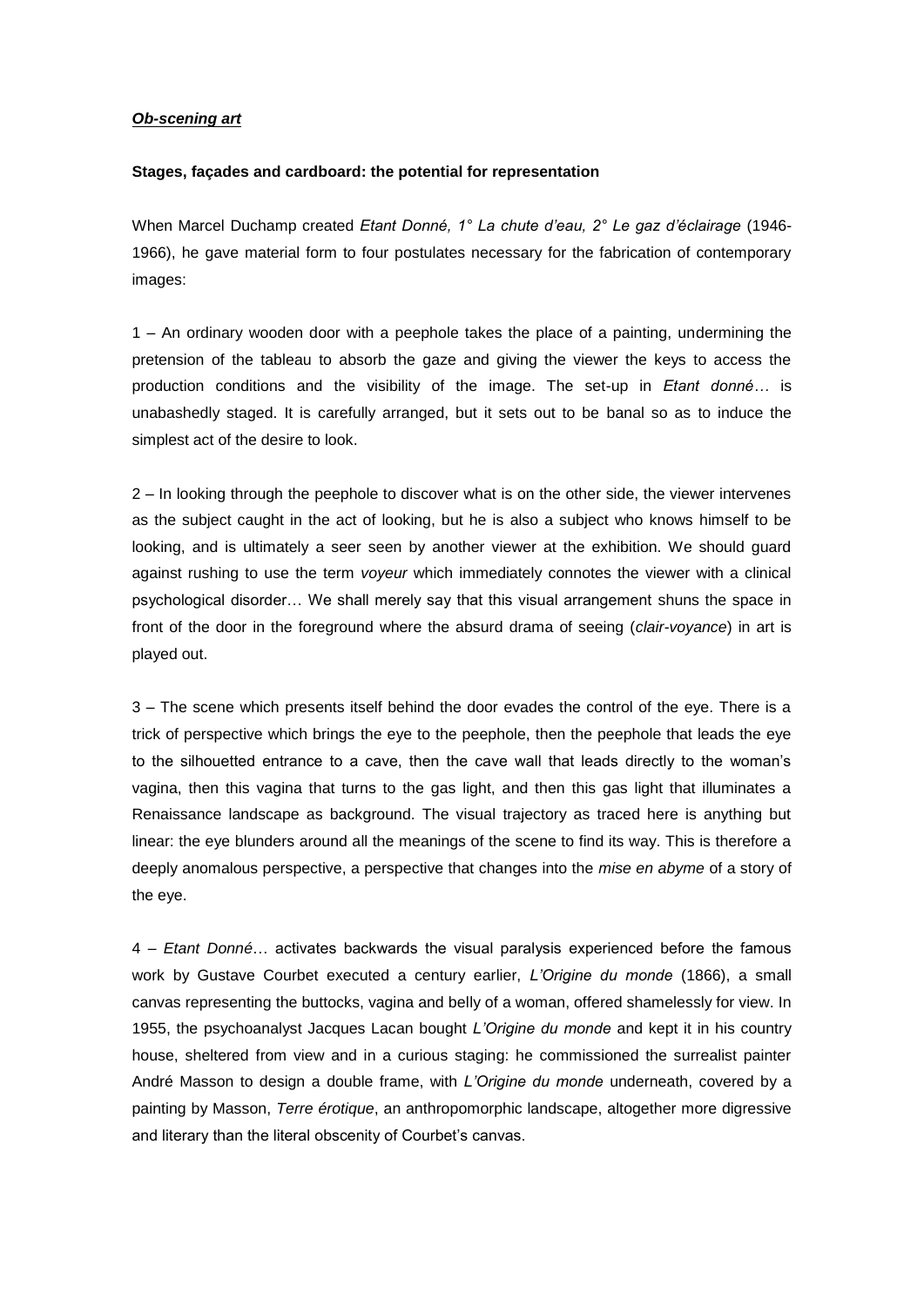***Ob-scening art***

**Stages, façades and cardboard: the potential for representation**

When Marcel Duchamp created *Etant Donné, 1° La chute d'eau, 2° Le gaz d'éclairage* (1946-1966), he gave material form to four postulates necessary for the fabrication of contemporary images:

1 – An ordinary wooden door with a peephole takes the place of a painting, undermining the pretension of the tableau to absorb the gaze and giving the viewer the keys to access the production conditions and the visibility of the image. The set-up in *Etant donné…* is unabashedly staged. It is carefully arranged, but it sets out to be banal so as to induce the simplest act of the desire to look.

2 – In looking through the peephole to discover what is on the other side, the viewer intervenes as the subject caught in the act of looking, but he is also a subject who knows himself to be looking, and is ultimately a seer seen by another viewer at the exhibition. We should guard against rushing to use the term *voyeur* which immediately connotes the viewer with a clinical psychological disorder… We shall merely say that this visual arrangement shuns the space in front of the door in the foreground where the absurd drama of seeing (*clair-voyance*) in art is played out.

3 – The scene which presents itself behind the door evades the control of the eye. There is a trick of perspective which brings the eye to the peephole, then the peephole that leads the eye to the silhouetted entrance to a cave, then the cave wall that leads directly to the woman's vagina, then this vagina that turns to the gas light, and then this gas light that illuminates a Renaissance landscape as background. The visual trajectory as traced here is anything but linear: the eye blunders around all the meanings of the scene to find its way. This is therefore a deeply anomalous perspective, a perspective that changes into the *mise en abyme* of a story of the eye.

4 – *Etant Donné*… activates backwards the visual paralysis experienced before the famous work by Gustave Courbet executed a century earlier, *L'Origine du monde* (1866), a small canvas representing the buttocks, vagina and belly of a woman, offered shamelessly for view. In 1955, the psychoanalyst Jacques Lacan bought *L'Origine du monde* and kept it in his country house, sheltered from view and in a curious staging: he commissioned the surrealist painter André Masson to design a double frame, with *L'Origine du monde* underneath, covered by a painting by Masson, *Terre érotique*, an anthropomorphic landscape, altogether more digressive and literary than the literal obscenity of Courbet's canvas.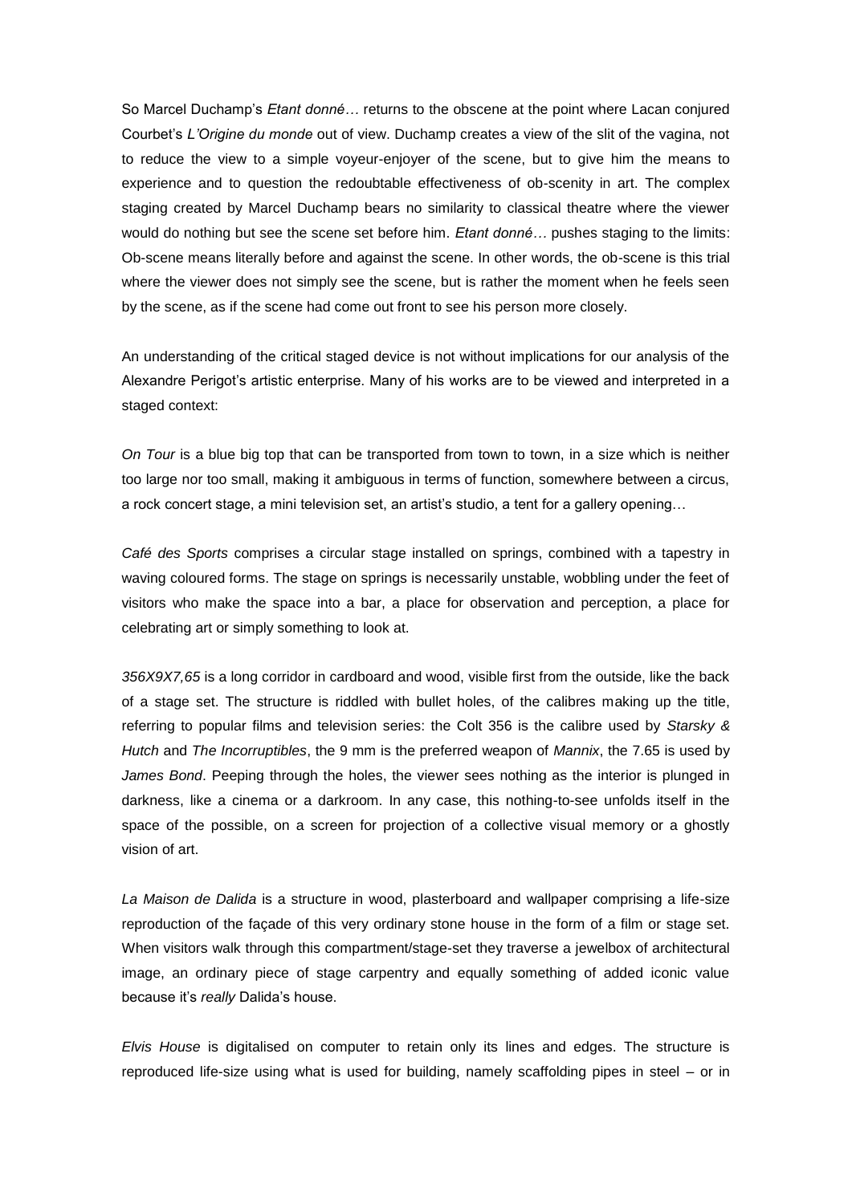So Marcel Duchamp's *Etant donné…* returns to the obscene at the point where Lacan conjured Courbet's *L'Origine du monde* out of view. Duchamp creates a view of the slit of the vagina, not to reduce the view to a simple voyeur-enjoyer of the scene, but to give him the means to experience and to question the redoubtable effectiveness of ob-scenity in art. The complex staging created by Marcel Duchamp bears no similarity to classical theatre where the viewer would do nothing but see the scene set before him. *Etant donné…* pushes staging to the limits: Ob-scene means literally before and against the scene. In other words, the ob-scene is this trial where the viewer does not simply see the scene, but is rather the moment when he feels seen by the scene, as if the scene had come out front to see his person more closely.

An understanding of the critical staged device is not without implications for our analysis of the Alexandre Perigot's artistic enterprise. Many of his works are to be viewed and interpreted in a staged context:

*On Tour* is a blue big top that can be transported from town to town, in a size which is neither too large nor too small, making it ambiguous in terms of function, somewhere between a circus, a rock concert stage, a mini television set, an artist's studio, a tent for a gallery opening…

*Café des Sports* comprises a circular stage installed on springs, combined with a tapestry in waving coloured forms. The stage on springs is necessarily unstable, wobbling under the feet of visitors who make the space into a bar, a place for observation and perception, a place for celebrating art or simply something to look at.

*356X9X7,65* is a long corridor in cardboard and wood, visible first from the outside, like the back of a stage set. The structure is riddled with bullet holes, of the calibres making up the title, referring to popular films and television series: the Colt 356 is the calibre used by *Starsky & Hutch* and *The Incorruptibles*, the 9 mm is the preferred weapon of *Mannix*, the 7.65 is used by *James Bond*. Peeping through the holes, the viewer sees nothing as the interior is plunged in darkness, like a cinema or a darkroom. In any case, this nothing-to-see unfolds itself in the space of the possible, on a screen for projection of a collective visual memory or a ghostly vision of art.

*La Maison de Dalida* is a structure in wood, plasterboard and wallpaper comprising a life-size reproduction of the façade of this very ordinary stone house in the form of a film or stage set. When visitors walk through this compartment/stage-set they traverse a jewelbox of architectural image, an ordinary piece of stage carpentry and equally something of added iconic value because it's *really* Dalida's house.

*Elvis House* is digitalised on computer to retain only its lines and edges. The structure is reproduced life-size using what is used for building, namely scaffolding pipes in steel – or in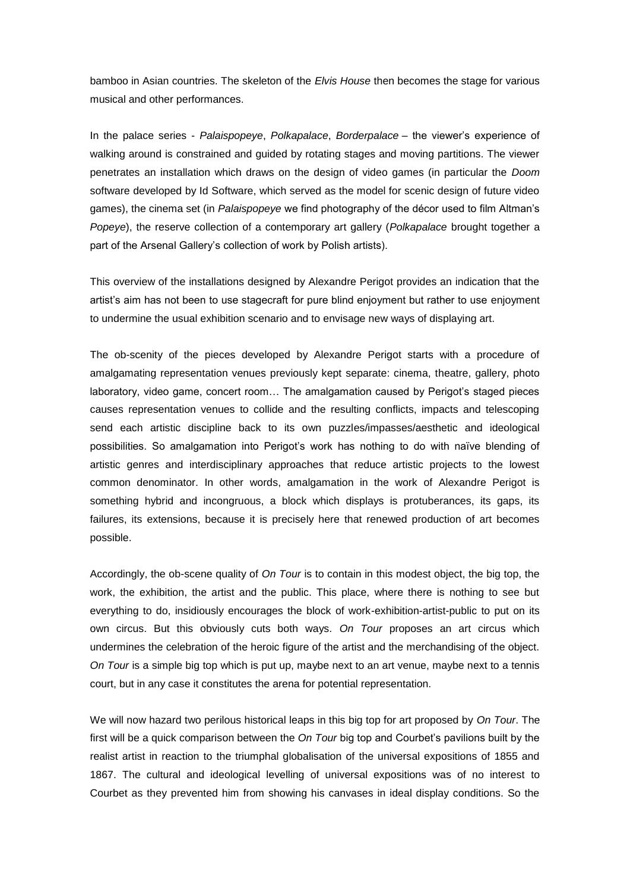bamboo in Asian countries. The skeleton of the *Elvis House* then becomes the stage for various musical and other performances.

In the palace series - *Palaispopeye*, *Polkapalace*, *Borderpalace* – the viewer's experience of walking around is constrained and guided by rotating stages and moving partitions. The viewer penetrates an installation which draws on the design of video games (in particular the *Doom* software developed by Id Software, which served as the model for scenic design of future video games), the cinema set (in *Palaispopeye* we find photography of the décor used to film Altman's *Popeye*), the reserve collection of a contemporary art gallery (*Polkapalace* brought together a part of the Arsenal Gallery's collection of work by Polish artists).

This overview of the installations designed by Alexandre Perigot provides an indication that the artist's aim has not been to use stagecraft for pure blind enjoyment but rather to use enjoyment to undermine the usual exhibition scenario and to envisage new ways of displaying art.

The ob-scenity of the pieces developed by Alexandre Perigot starts with a procedure of amalgamating representation venues previously kept separate: cinema, theatre, gallery, photo laboratory, video game, concert room… The amalgamation caused by Perigot's staged pieces causes representation venues to collide and the resulting conflicts, impacts and telescoping send each artistic discipline back to its own puzzles/impasses/aesthetic and ideological possibilities. So amalgamation into Perigot's work has nothing to do with naïve blending of artistic genres and interdisciplinary approaches that reduce artistic projects to the lowest common denominator. In other words, amalgamation in the work of Alexandre Perigot is something hybrid and incongruous, a block which displays is protuberances, its gaps, its failures, its extensions, because it is precisely here that renewed production of art becomes possible.

Accordingly, the ob-scene quality of *On Tour* is to contain in this modest object, the big top, the work, the exhibition, the artist and the public. This place, where there is nothing to see but everything to do, insidiously encourages the block of work-exhibition-artist-public to put on its own circus. But this obviously cuts both ways. *On Tour* proposes an art circus which undermines the celebration of the heroic figure of the artist and the merchandising of the object. *On Tour* is a simple big top which is put up, maybe next to an art venue, maybe next to a tennis court, but in any case it constitutes the arena for potential representation.

We will now hazard two perilous historical leaps in this big top for art proposed by *On Tour*. The first will be a quick comparison between the *On Tour* big top and Courbet's pavilions built by the realist artist in reaction to the triumphal globalisation of the universal expositions of 1855 and 1867. The cultural and ideological levelling of universal expositions was of no interest to Courbet as they prevented him from showing his canvases in ideal display conditions. So the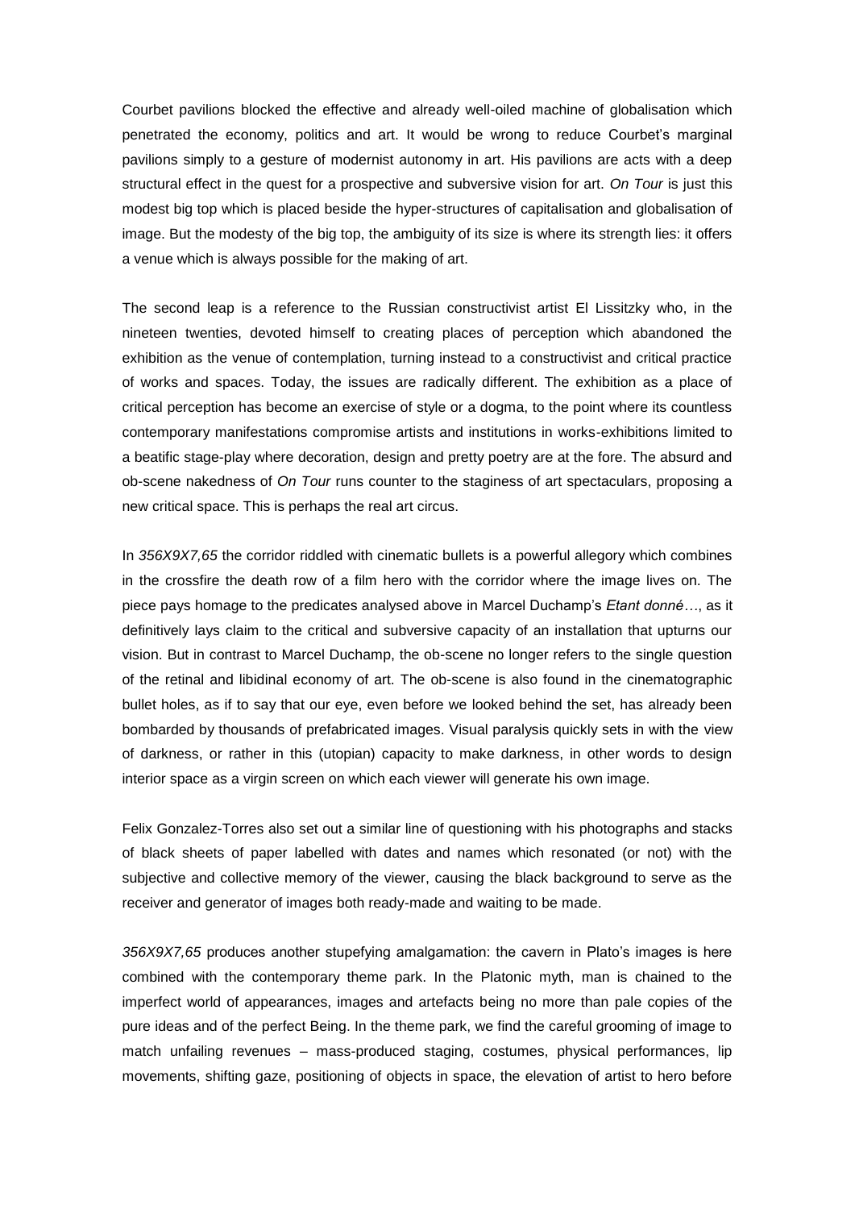Courbet pavilions blocked the effective and already well-oiled machine of globalisation which penetrated the economy, politics and art. It would be wrong to reduce Courbet's marginal pavilions simply to a gesture of modernist autonomy in art. His pavilions are acts with a deep structural effect in the quest for a prospective and subversive vision for art. *On Tour* is just this modest big top which is placed beside the hyper-structures of capitalisation and globalisation of image. But the modesty of the big top, the ambiguity of its size is where its strength lies: it offers a venue which is always possible for the making of art.

The second leap is a reference to the Russian constructivist artist El Lissitzky who, in the nineteen twenties, devoted himself to creating places of perception which abandoned the exhibition as the venue of contemplation, turning instead to a constructivist and critical practice of works and spaces. Today, the issues are radically different. The exhibition as a place of critical perception has become an exercise of style or a dogma, to the point where its countless contemporary manifestations compromise artists and institutions in works-exhibitions limited to a beatific stage-play where decoration, design and pretty poetry are at the fore. The absurd and ob-scene nakedness of *On Tour* runs counter to the staginess of art spectaculars, proposing a new critical space. This is perhaps the real art circus.

In *356X9X7,65* the corridor riddled with cinematic bullets is a powerful allegory which combines in the crossfire the death row of a film hero with the corridor where the image lives on. The piece pays homage to the predicates analysed above in Marcel Duchamp's *Etant donné…*, as it definitively lays claim to the critical and subversive capacity of an installation that upturns our vision. But in contrast to Marcel Duchamp, the ob-scene no longer refers to the single question of the retinal and libidinal economy of art. The ob-scene is also found in the cinematographic bullet holes, as if to say that our eye, even before we looked behind the set, has already been bombarded by thousands of prefabricated images. Visual paralysis quickly sets in with the view of darkness, or rather in this (utopian) capacity to make darkness, in other words to design interior space as a virgin screen on which each viewer will generate his own image.

Felix Gonzalez-Torres also set out a similar line of questioning with his photographs and stacks of black sheets of paper labelled with dates and names which resonated (or not) with the subjective and collective memory of the viewer, causing the black background to serve as the receiver and generator of images both ready-made and waiting to be made.

*356X9X7,65* produces another stupefying amalgamation: the cavern in Plato's images is here combined with the contemporary theme park. In the Platonic myth, man is chained to the imperfect world of appearances, images and artefacts being no more than pale copies of the pure ideas and of the perfect Being. In the theme park, we find the careful grooming of image to match unfailing revenues – mass-produced staging, costumes, physical performances, lip movements, shifting gaze, positioning of objects in space, the elevation of artist to hero before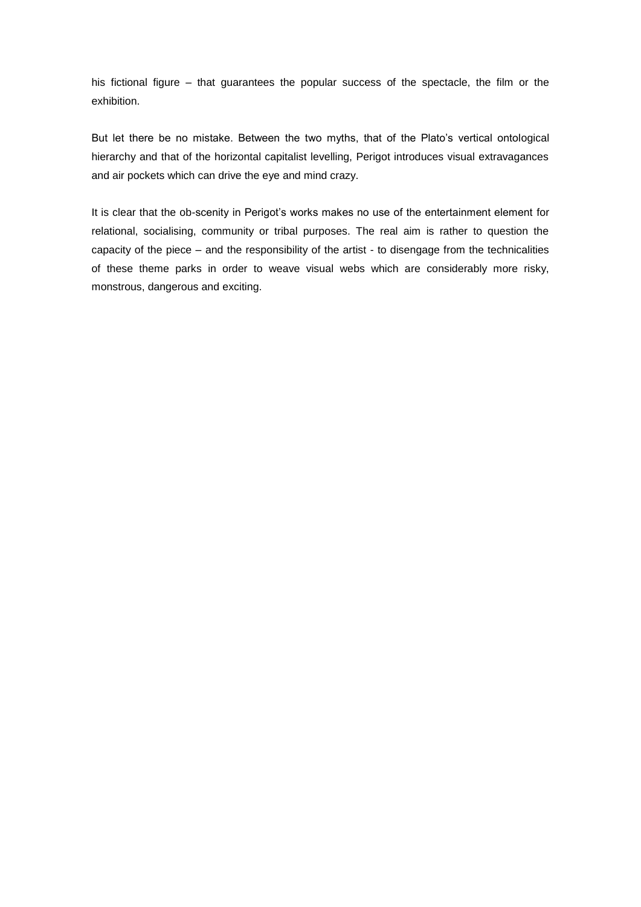his fictional figure – that guarantees the popular success of the spectacle, the film or the exhibition.

But let there be no mistake. Between the two myths, that of the Plato's vertical ontological hierarchy and that of the horizontal capitalist levelling, Perigot introduces visual extravagances and air pockets which can drive the eye and mind crazy.

It is clear that the ob-scenity in Perigot's works makes no use of the entertainment element for relational, socialising, community or tribal purposes. The real aim is rather to question the capacity of the piece – and the responsibility of the artist - to disengage from the technicalities of these theme parks in order to weave visual webs which are considerably more risky, monstrous, dangerous and exciting.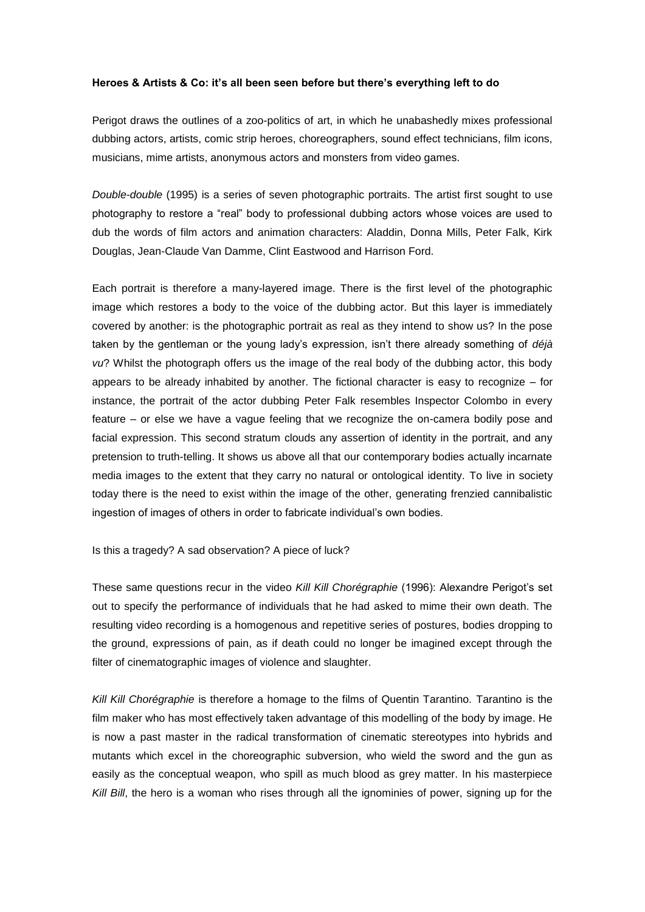**Heroes & Artists & Co: it's all been seen before but there's everything left to do**

Perigot draws the outlines of a zoo-politics of art, in which he unabashedly mixes professional dubbing actors, artists, comic strip heroes, choreographers, sound effect technicians, film icons, musicians, mime artists, anonymous actors and monsters from video games.

*Double-double* (1995) is a series of seven photographic portraits. The artist first sought to use photography to restore a "real" body to professional dubbing actors whose voices are used to dub the words of film actors and animation characters: Aladdin, Donna Mills, Peter Falk, Kirk Douglas, Jean-Claude Van Damme, Clint Eastwood and Harrison Ford.

Each portrait is therefore a many-layered image. There is the first level of the photographic image which restores a body to the voice of the dubbing actor. But this layer is immediately covered by another: is the photographic portrait as real as they intend to show us? In the pose taken by the gentleman or the young lady's expression, isn't there already something of *déjà vu*? Whilst the photograph offers us the image of the real body of the dubbing actor, this body appears to be already inhabited by another. The fictional character is easy to recognize – for instance, the portrait of the actor dubbing Peter Falk resembles Inspector Colombo in every feature – or else we have a vague feeling that we recognize the on-camera bodily pose and facial expression. This second stratum clouds any assertion of identity in the portrait, and any pretension to truth-telling. It shows us above all that our contemporary bodies actually incarnate media images to the extent that they carry no natural or ontological identity. To live in society today there is the need to exist within the image of the other, generating frenzied cannibalistic ingestion of images of others in order to fabricate individual's own bodies.

Is this a tragedy? A sad observation? A piece of luck?

These same questions recur in the video *Kill Kill Chorégraphie* (1996): Alexandre Perigot's set out to specify the performance of individuals that he had asked to mime their own death. The resulting video recording is a homogenous and repetitive series of postures, bodies dropping to the ground, expressions of pain, as if death could no longer be imagined except through the filter of cinematographic images of violence and slaughter.

*Kill Kill Chorégraphie* is therefore a homage to the films of Quentin Tarantino. Tarantino is the film maker who has most effectively taken advantage of this modelling of the body by image. He is now a past master in the radical transformation of cinematic stereotypes into hybrids and mutants which excel in the choreographic subversion, who wield the sword and the gun as easily as the conceptual weapon, who spill as much blood as grey matter. In his masterpiece *Kill Bill*, the hero is a woman who rises through all the ignominies of power, signing up for the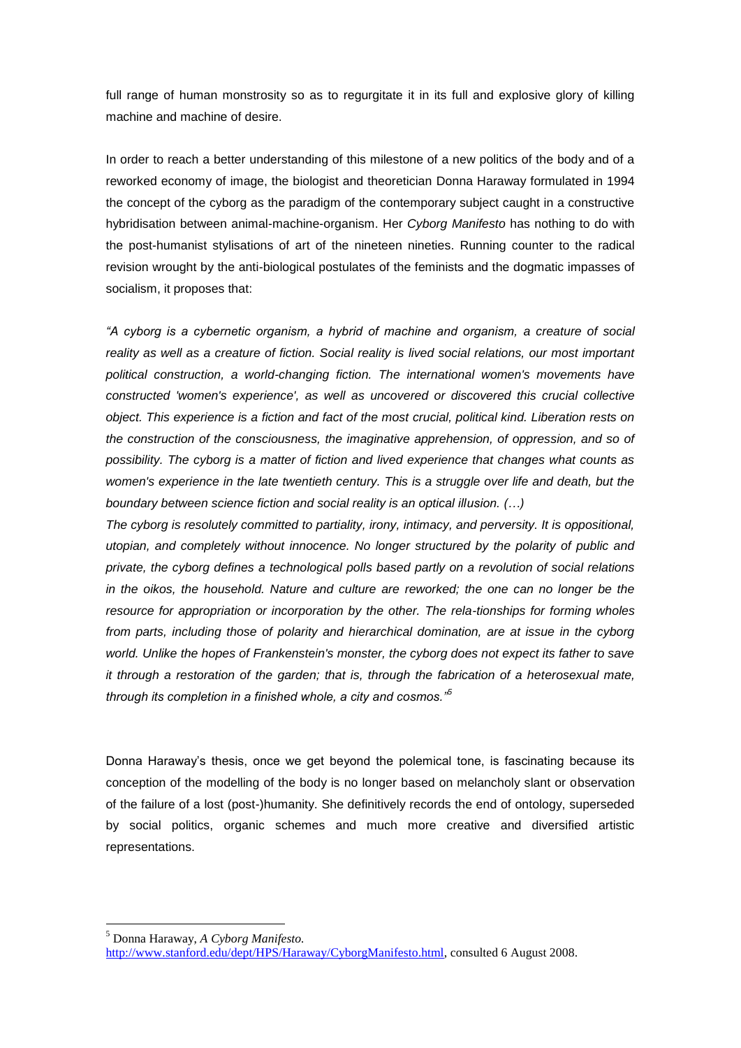full range of human monstrosity so as to regurgitate it in its full and explosive glory of killing machine and machine of desire.

In order to reach a better understanding of this milestone of a new politics of the body and of a reworked economy of image, the biologist and theoretician Donna Haraway formulated in 1994 the concept of the cyborg as the paradigm of the contemporary subject caught in a constructive hybridisation between animal-machine-organism. Her *Cyborg Manifesto* has nothing to do with the post-humanist stylisations of art of the nineteen nineties. Running counter to the radical revision wrought by the anti-biological postulates of the feminists and the dogmatic impasses of socialism, it proposes that:

*"A cyborg is a cybernetic organism, a hybrid of machine and organism, a creature of social reality as well as a creature of fiction. Social reality is lived social relations, our most important political construction, a world-changing fiction. The international women's movements have constructed 'women's experience', as well as uncovered or discovered this crucial collective object. This experience is a fiction and fact of the most crucial, political kind. Liberation rests on the construction of the consciousness, the imaginative apprehension, of oppression, and so of possibility. The cyborg is a matter of fiction and lived experience that changes what counts as women's experience in the late twentieth century. This is a struggle over life and death, but the boundary between science fiction and social reality is an optical illusion. (…)*

*The cyborg is resolutely committed to partiality, irony, intimacy, and perversity. It is oppositional, utopian, and completely without innocence. No longer structured by the polarity of public and private, the cyborg defines a technological polls based partly on a revolution of social relations in the oikos, the household. Nature and culture are reworked; the one can no longer be the resource for appropriation or incorporation by the other. The rela-tionships for forming wholes from parts, including those of polarity and hierarchical domination, are at issue in the cyborg world. Unlike the hopes of Frankenstein's monster, the cyborg does not expect its father to save it through a restoration of the garden; that is, through the fabrication of a heterosexual mate, through its completion in a finished whole, a city and cosmos."*[5]

Donna Haraway's thesis, once we get beyond the polemical tone, is fascinating because its conception of the modelling of the body is no longer based on melancholy slant or observation of the failure of a lost (post-)humanity. She definitively records the end of ontology, superseded by social politics, organic schemes and much more creative and diversified artistic representations.

---

[5] Donna Haraway, *A Cyborg Manifesto.* http://www.stanford.edu/dept/HPS/Haraway/CyborgManifesto.html, consulted 6 August 2008.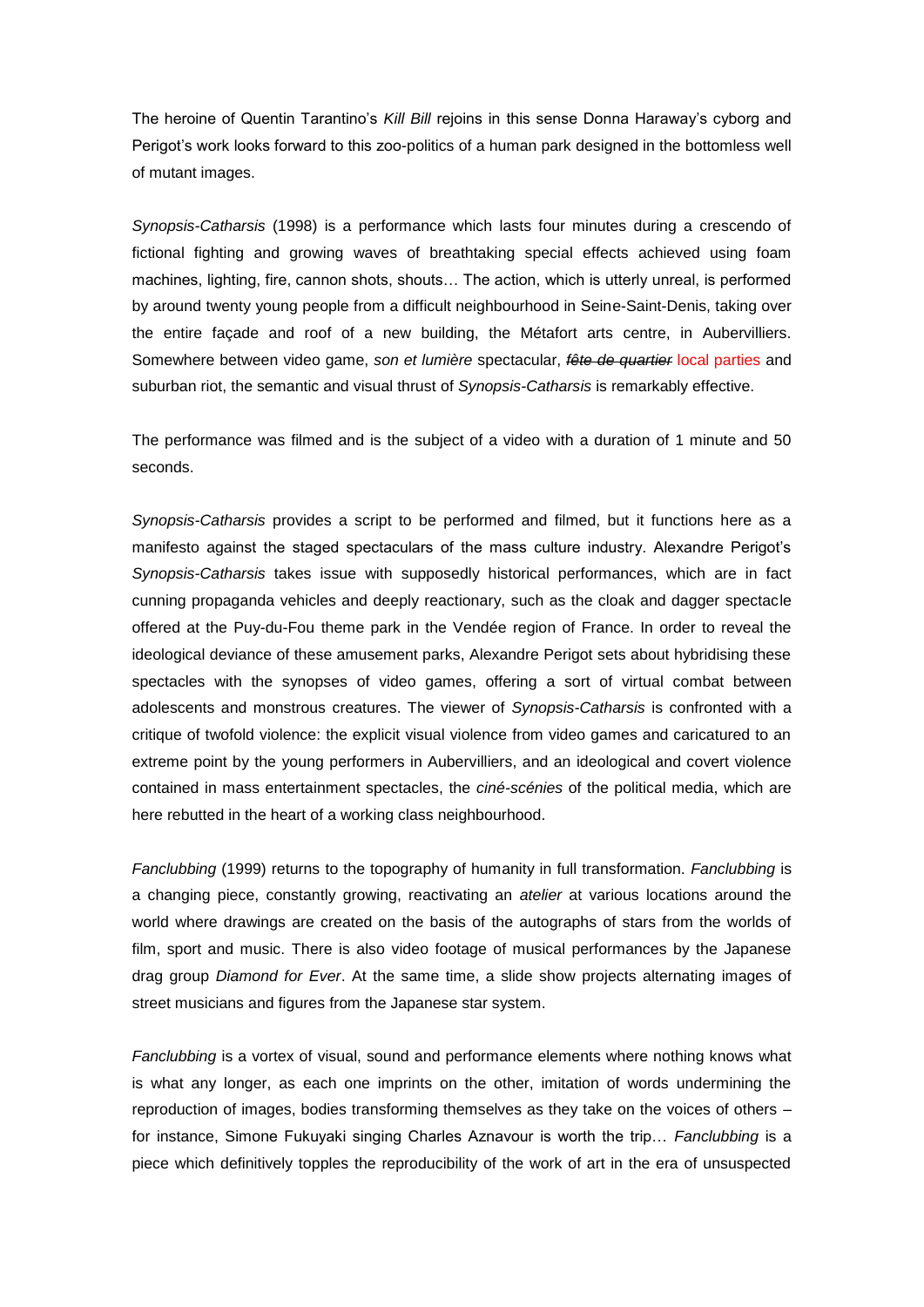The heroine of Quentin Tarantino's *Kill Bill* rejoins in this sense Donna Haraway's cyborg and Perigot's work looks forward to this zoo-politics of a human park designed in the bottomless well of mutant images.

*Synopsis-Catharsis* (1998) is a performance which lasts four minutes during a crescendo of fictional fighting and growing waves of breathtaking special effects achieved using foam machines, lighting, fire, cannon shots, shouts… The action, which is utterly unreal, is performed by around twenty young people from a difficult neighbourhood in Seine-Saint-Denis, taking over the entire façade and roof of a new building, the Métafort arts centre, in Aubervilliers. Somewhere between video game, *son et lumière* spectacular, ~~*fête de quartier*~~ local parties and suburban riot, the semantic and visual thrust of *Synopsis-Catharsis* is remarkably effective.

The performance was filmed and is the subject of a video with a duration of 1 minute and 50 seconds.

*Synopsis-Catharsis* provides a script to be performed and filmed, but it functions here as a manifesto against the staged spectaculars of the mass culture industry. Alexandre Perigot's *Synopsis-Catharsis* takes issue with supposedly historical performances, which are in fact cunning propaganda vehicles and deeply reactionary, such as the cloak and dagger spectacle offered at the Puy-du-Fou theme park in the Vendée region of France. In order to reveal the ideological deviance of these amusement parks, Alexandre Perigot sets about hybridising these spectacles with the synopses of video games, offering a sort of virtual combat between adolescents and monstrous creatures. The viewer of *Synopsis-Catharsis* is confronted with a critique of twofold violence: the explicit visual violence from video games and caricatured to an extreme point by the young performers in Aubervilliers, and an ideological and covert violence contained in mass entertainment spectacles, the *ciné-scénies* of the political media, which are here rebutted in the heart of a working class neighbourhood.

*Fanclubbing* (1999) returns to the topography of humanity in full transformation. *Fanclubbing* is a changing piece, constantly growing, reactivating an *atelier* at various locations around the world where drawings are created on the basis of the autographs of stars from the worlds of film, sport and music. There is also video footage of musical performances by the Japanese drag group *Diamond for Ever*. At the same time, a slide show projects alternating images of street musicians and figures from the Japanese star system.

*Fanclubbing* is a vortex of visual, sound and performance elements where nothing knows what is what any longer, as each one imprints on the other, imitation of words undermining the reproduction of images, bodies transforming themselves as they take on the voices of others – for instance, Simone Fukuyaki singing Charles Aznavour is worth the trip… *Fanclubbing* is a piece which definitively topples the reproducibility of the work of art in the era of unsuspected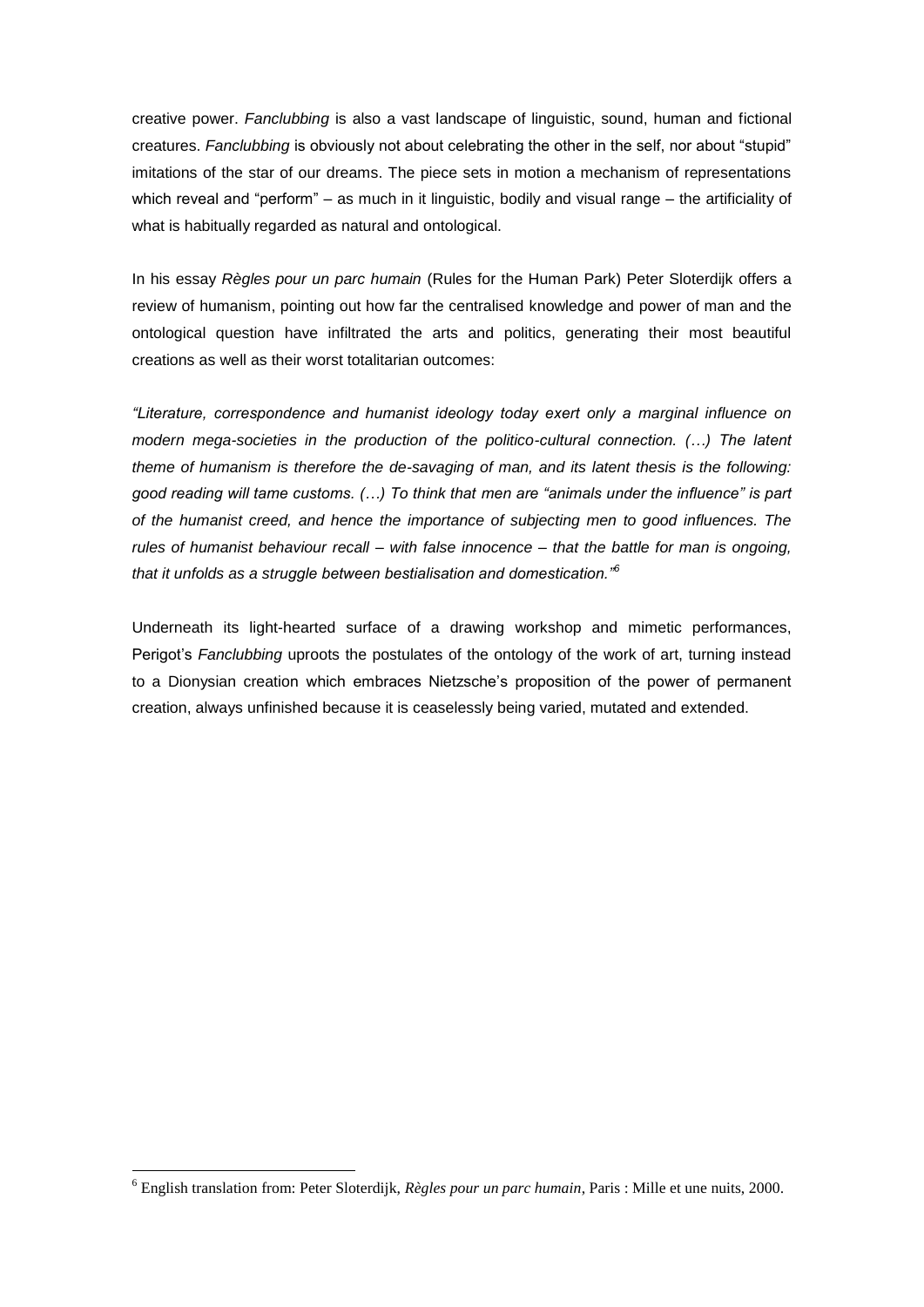creative power. *Fanclubbing* is also a vast landscape of linguistic, sound, human and fictional creatures. *Fanclubbing* is obviously not about celebrating the other in the self, nor about "stupid" imitations of the star of our dreams. The piece sets in motion a mechanism of representations which reveal and "perform" – as much in it linguistic, bodily and visual range – the artificiality of what is habitually regarded as natural and ontological.

In his essay *Règles pour un parc humain* (Rules for the Human Park) Peter Sloterdijk offers a review of humanism, pointing out how far the centralised knowledge and power of man and the ontological question have infiltrated the arts and politics, generating their most beautiful creations as well as their worst totalitarian outcomes:

*"Literature, correspondence and humanist ideology today exert only a marginal influence on modern mega-societies in the production of the politico-cultural connection. (…) The latent theme of humanism is therefore the de-savaging of man, and its latent thesis is the following: good reading will tame customs. (…) To think that men are "animals under the influence" is part of the humanist creed, and hence the importance of subjecting men to good influences. The rules of humanist behaviour recall – with false innocence – that the battle for man is ongoing, that it unfolds as a struggle between bestialisation and domestication."*[6]

Underneath its light-hearted surface of a drawing workshop and mimetic performances, Perigot's *Fanclubbing* uproots the postulates of the ontology of the work of art, turning instead to a Dionysian creation which embraces Nietzsche's proposition of the power of permanent creation, always unfinished because it is ceaselessly being varied, mutated and extended.

---

[6] English translation from: Peter Sloterdijk, *Règles pour un parc humain*, Paris : Mille et une nuits, 2000.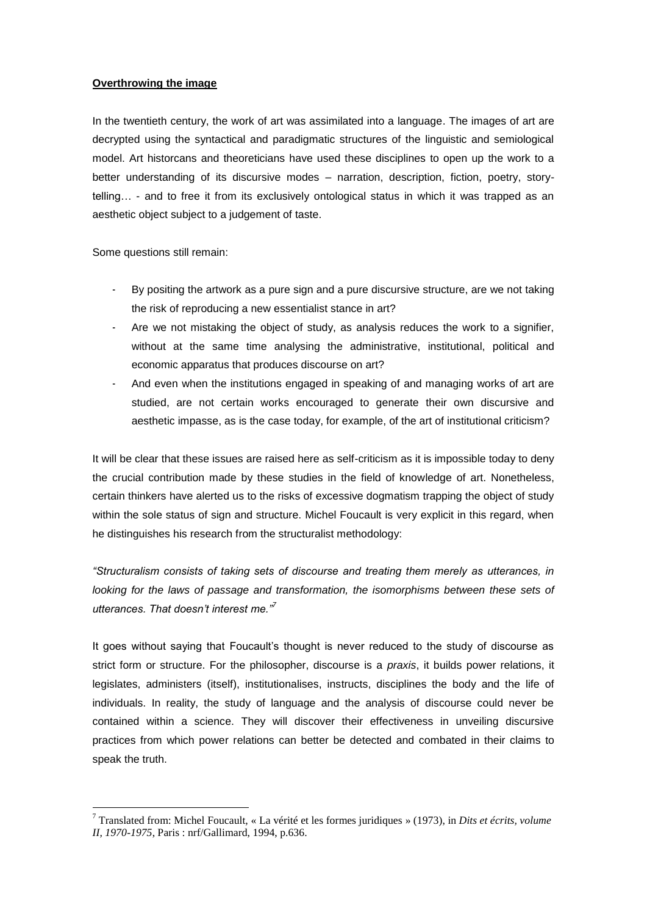**Overthrowing the image**

In the twentieth century, the work of art was assimilated into a language. The images of art are decrypted using the syntactical and paradigmatic structures of the linguistic and semiological model. Art historcans and theoreticians have used these disciplines to open up the work to a better understanding of its discursive modes – narration, description, fiction, poetry, story-telling… - and to free it from its exclusively ontological status in which it was trapped as an aesthetic object subject to a judgement of taste.

Some questions still remain:

- By positing the artwork as a pure sign and a pure discursive structure, are we not taking the risk of reproducing a new essentialist stance in art?
- Are we not mistaking the object of study, as analysis reduces the work to a signifier, without at the same time analysing the administrative, institutional, political and economic apparatus that produces discourse on art?
- And even when the institutions engaged in speaking of and managing works of art are studied, are not certain works encouraged to generate their own discursive and aesthetic impasse, as is the case today, for example, of the art of institutional criticism?

It will be clear that these issues are raised here as self-criticism as it is impossible today to deny the crucial contribution made by these studies in the field of knowledge of art. Nonetheless, certain thinkers have alerted us to the risks of excessive dogmatism trapping the object of study within the sole status of sign and structure. Michel Foucault is very explicit in this regard, when he distinguishes his research from the structuralist methodology:

*"Structuralism consists of taking sets of discourse and treating them merely as utterances, in looking for the laws of passage and transformation, the isomorphisms between these sets of utterances. That doesn't interest me."*[7]

It goes without saying that Foucault's thought is never reduced to the study of discourse as strict form or structure. For the philosopher, discourse is a *praxis*, it builds power relations, it legislates, administers (itself), institutionalises, instructs, disciplines the body and the life of individuals. In reality, the study of language and the analysis of discourse could never be contained within a science. They will discover their effectiveness in unveiling discursive practices from which power relations can better be detected and combated in their claims to speak the truth.

---

[7] Translated from: Michel Foucault, « La vérité et les formes juridiques » (1973), in *Dits et écrits, volume II, 1970-1975*, Paris : nrf/Gallimard, 1994, p.636.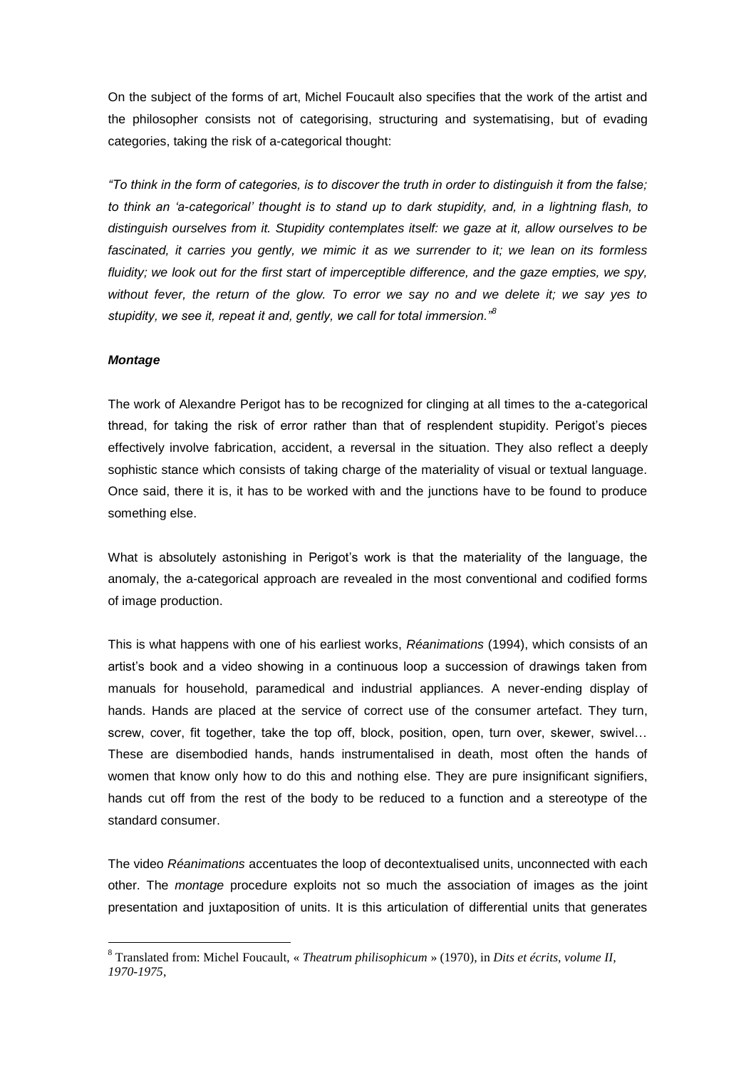On the subject of the forms of art, Michel Foucault also specifies that the work of the artist and the philosopher consists not of categorising, structuring and systematising, but of evading categories, taking the risk of a-categorical thought:

*"To think in the form of categories, is to discover the truth in order to distinguish it from the false; to think an 'a-categorical' thought is to stand up to dark stupidity, and, in a lightning flash, to distinguish ourselves from it. Stupidity contemplates itself: we gaze at it, allow ourselves to be fascinated, it carries you gently, we mimic it as we surrender to it; we lean on its formless fluidity; we look out for the first start of imperceptible difference, and the gaze empties, we spy, without fever, the return of the glow. To error we say no and we delete it; we say yes to stupidity, we see it, repeat it and, gently, we call for total immersion."*[8]

### *Montage*

The work of Alexandre Perigot has to be recognized for clinging at all times to the a-categorical thread, for taking the risk of error rather than that of resplendent stupidity. Perigot's pieces effectively involve fabrication, accident, a reversal in the situation. They also reflect a deeply sophistic stance which consists of taking charge of the materiality of visual or textual language. Once said, there it is, it has to be worked with and the junctions have to be found to produce something else.

What is absolutely astonishing in Perigot's work is that the materiality of the language, the anomaly, the a-categorical approach are revealed in the most conventional and codified forms of image production.

This is what happens with one of his earliest works, *Réanimations* (1994), which consists of an artist's book and a video showing in a continuous loop a succession of drawings taken from manuals for household, paramedical and industrial appliances. A never-ending display of hands. Hands are placed at the service of correct use of the consumer artefact. They turn, screw, cover, fit together, take the top off, block, position, open, turn over, skewer, swivel… These are disembodied hands, hands instrumentalised in death, most often the hands of women that know only how to do this and nothing else. They are pure insignificant signifiers, hands cut off from the rest of the body to be reduced to a function and a stereotype of the standard consumer.

The video *Réanimations* accentuates the loop of decontextualised units, unconnected with each other. The *montage* procedure exploits not so much the association of images as the joint presentation and juxtaposition of units. It is this articulation of differential units that generates

---

[8] Translated from: Michel Foucault, « *Theatrum philisophicum* » (1970), in *Dits et écrits, volume II, 1970-1975*,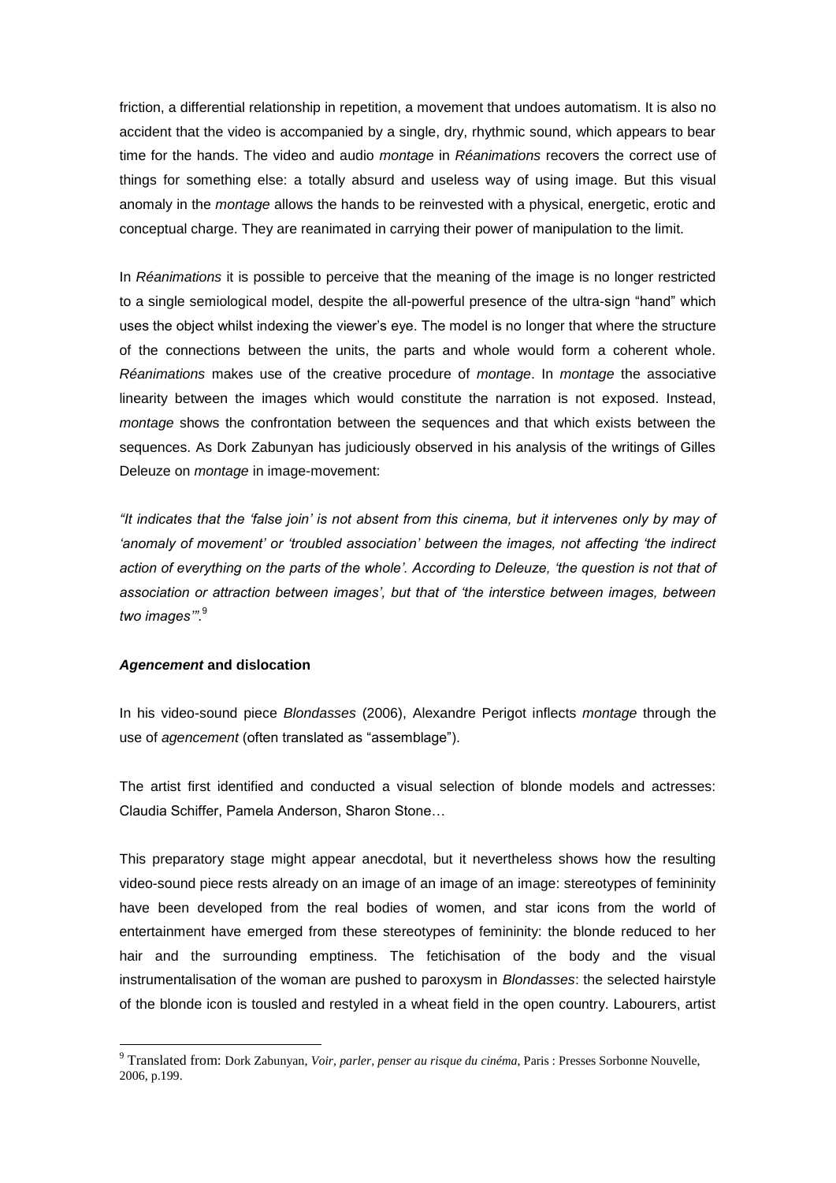friction, a differential relationship in repetition, a movement that undoes automatism. It is also no accident that the video is accompanied by a single, dry, rhythmic sound, which appears to bear time for the hands. The video and audio *montage* in *Réanimations* recovers the correct use of things for something else: a totally absurd and useless way of using image. But this visual anomaly in the *montage* allows the hands to be reinvested with a physical, energetic, erotic and conceptual charge. They are reanimated in carrying their power of manipulation to the limit.

In *Réanimations* it is possible to perceive that the meaning of the image is no longer restricted to a single semiological model, despite the all-powerful presence of the ultra-sign "hand" which uses the object whilst indexing the viewer's eye. The model is no longer that where the structure of the connections between the units, the parts and whole would form a coherent whole. *Réanimations* makes use of the creative procedure of *montage*. In *montage* the associative linearity between the images which would constitute the narration is not exposed. Instead, *montage* shows the confrontation between the sequences and that which exists between the sequences. As Dork Zabunyan has judiciously observed in his analysis of the writings of Gilles Deleuze on *montage* in image-movement:

*"It indicates that the 'false join' is not absent from this cinema, but it intervenes only by may of 'anomaly of movement' or 'troubled association' between the images, not affecting 'the indirect action of everything on the parts of the whole'. According to Deleuze, 'the question is not that of association or attraction between images', but that of 'the interstice between images, between two images'".*[9]

### ***Agencement*** **and dislocation**

In his video-sound piece *Blondasses* (2006), Alexandre Perigot inflects *montage* through the use of *agencement* (often translated as "assemblage").

The artist first identified and conducted a visual selection of blonde models and actresses: Claudia Schiffer, Pamela Anderson, Sharon Stone…

This preparatory stage might appear anecdotal, but it nevertheless shows how the resulting video-sound piece rests already on an image of an image of an image: stereotypes of femininity have been developed from the real bodies of women, and star icons from the world of entertainment have emerged from these stereotypes of femininity: the blonde reduced to her hair and the surrounding emptiness. The fetichisation of the body and the visual instrumentalisation of the woman are pushed to paroxysm in *Blondasses*: the selected hairstyle of the blonde icon is tousled and restyled in a wheat field in the open country. Labourers, artist

---

[9] Translated from: Dork Zabunyan, *Voir, parler, penser au risque du cinéma*, Paris : Presses Sorbonne Nouvelle, 2006, p.199.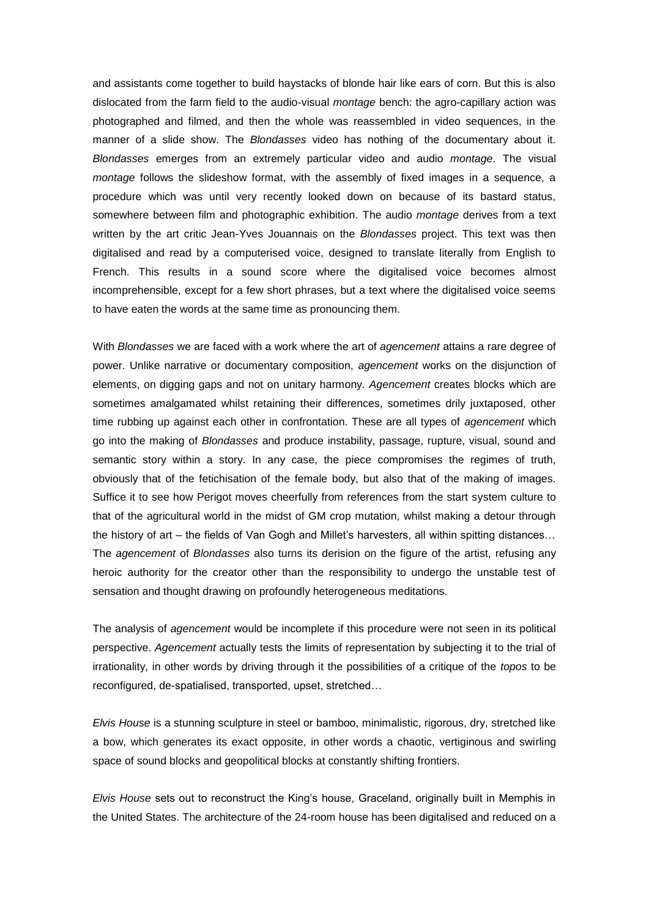and assistants come together to build haystacks of blonde hair like ears of corn. But this is also dislocated from the farm field to the audio-visual *montage* bench: the agro-capillary action was photographed and filmed, and then the whole was reassembled in video sequences, in the manner of a slide show. The *Blondasses* video has nothing of the documentary about it. *Blondasses* emerges from an extremely particular video and audio *montage*. The visual *montage* follows the slideshow format, with the assembly of fixed images in a sequence, a procedure which was until very recently looked down on because of its bastard status, somewhere between film and photographic exhibition. The audio *montage* derives from a text written by the art critic Jean-Yves Jouannais on the *Blondasses* project. This text was then digitalised and read by a computerised voice, designed to translate literally from English to French. This results in a sound score where the digitalised voice becomes almost incomprehensible, except for a few short phrases, but a text where the digitalised voice seems to have eaten the words at the same time as pronouncing them.

With *Blondasses* we are faced with a work where the art of *agencement* attains a rare degree of power. Unlike narrative or documentary composition, *agencement* works on the disjunction of elements, on digging gaps and not on unitary harmony. *Agencement* creates blocks which are sometimes amalgamated whilst retaining their differences, sometimes drily juxtaposed, other time rubbing up against each other in confrontation. These are all types of *agencement* which go into the making of *Blondasses* and produce instability, passage, rupture, visual, sound and semantic story within a story. In any case, the piece compromises the regimes of truth, obviously that of the fetichisation of the female body, but also that of the making of images. Suffice it to see how Perigot moves cheerfully from references from the start system culture to that of the agricultural world in the midst of GM crop mutation, whilst making a detour through the history of art – the fields of Van Gogh and Millet's harvesters, all within spitting distances… The *agencement* of *Blondasses* also turns its derision on the figure of the artist, refusing any heroic authority for the creator other than the responsibility to undergo the unstable test of sensation and thought drawing on profoundly heterogeneous meditations.

The analysis of *agencement* would be incomplete if this procedure were not seen in its political perspective. *Agencement* actually tests the limits of representation by subjecting it to the trial of irrationality, in other words by driving through it the possibilities of a critique of the *topos* to be reconfigured, de-spatialised, transported, upset, stretched…

*Elvis House* is a stunning sculpture in steel or bamboo, minimalistic, rigorous, dry, stretched like a bow, which generates its exact opposite, in other words a chaotic, vertiginous and swirling space of sound blocks and geopolitical blocks at constantly shifting frontiers.

*Elvis House* sets out to reconstruct the King's house, Graceland, originally built in Memphis in the United States. The architecture of the 24-room house has been digitalised and reduced on a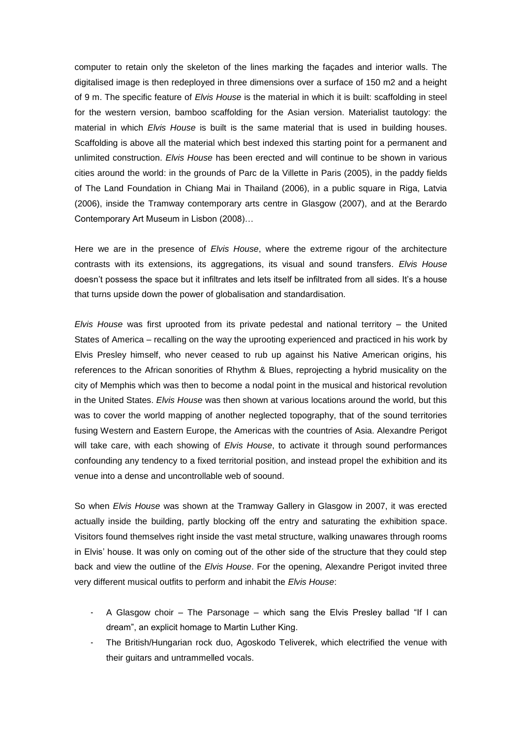computer to retain only the skeleton of the lines marking the façades and interior walls. The digitalised image is then redeployed in three dimensions over a surface of 150 m2 and a height of 9 m. The specific feature of *Elvis House* is the material in which it is built: scaffolding in steel for the western version, bamboo scaffolding for the Asian version. Materialist tautology: the material in which *Elvis House* is built is the same material that is used in building houses. Scaffolding is above all the material which best indexed this starting point for a permanent and unlimited construction. *Elvis House* has been erected and will continue to be shown in various cities around the world: in the grounds of Parc de la Villette in Paris (2005), in the paddy fields of The Land Foundation in Chiang Mai in Thailand (2006), in a public square in Riga, Latvia (2006), inside the Tramway contemporary arts centre in Glasgow (2007), and at the Berardo Contemporary Art Museum in Lisbon (2008)…

Here we are in the presence of *Elvis House*, where the extreme rigour of the architecture contrasts with its extensions, its aggregations, its visual and sound transfers. *Elvis House* doesn't possess the space but it infiltrates and lets itself be infiltrated from all sides. It's a house that turns upside down the power of globalisation and standardisation.

*Elvis House* was first uprooted from its private pedestal and national territory – the United States of America – recalling on the way the uprooting experienced and practiced in his work by Elvis Presley himself, who never ceased to rub up against his Native American origins, his references to the African sonorities of Rhythm & Blues, reprojecting a hybrid musicality on the city of Memphis which was then to become a nodal point in the musical and historical revolution in the United States. *Elvis House* was then shown at various locations around the world, but this was to cover the world mapping of another neglected topography, that of the sound territories fusing Western and Eastern Europe, the Americas with the countries of Asia. Alexandre Perigot will take care, with each showing of *Elvis House*, to activate it through sound performances confounding any tendency to a fixed territorial position, and instead propel the exhibition and its venue into a dense and uncontrollable web of soound.

So when *Elvis House* was shown at the Tramway Gallery in Glasgow in 2007, it was erected actually inside the building, partly blocking off the entry and saturating the exhibition space. Visitors found themselves right inside the vast metal structure, walking unawares through rooms in Elvis' house. It was only on coming out of the other side of the structure that they could step back and view the outline of the *Elvis House*. For the opening, Alexandre Perigot invited three very different musical outfits to perform and inhabit the *Elvis House*:

- A Glasgow choir – The Parsonage – which sang the Elvis Presley ballad "If I can dream", an explicit homage to Martin Luther King.
- The British/Hungarian rock duo, Agoskodo Teliverek, which electrified the venue with their guitars and untrammelled vocals.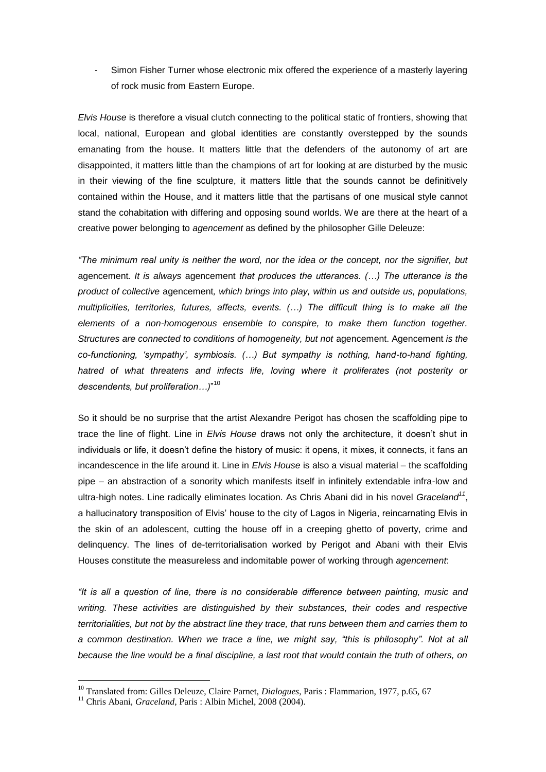- Simon Fisher Turner whose electronic mix offered the experience of a masterly layering of rock music from Eastern Europe.

*Elvis House* is therefore a visual clutch connecting to the political static of frontiers, showing that local, national, European and global identities are constantly overstepped by the sounds emanating from the house. It matters little that the defenders of the autonomy of art are disappointed, it matters little than the champions of art for looking at are disturbed by the music in their viewing of the fine sculpture, it matters little that the sounds cannot be definitively contained within the House, and it matters little that the partisans of one musical style cannot stand the cohabitation with differing and opposing sound worlds. We are there at the heart of a creative power belonging to *agencement* as defined by the philosopher Gille Deleuze:

*"The minimum real unity is neither the word, nor the idea or the concept, nor the signifier, but* agencement*. It is always* agencement *that produces the utterances. (…) The utterance is the product of collective* agencement*, which brings into play, within us and outside us, populations, multiplicities, territories, futures, affects, events. (…) The difficult thing is to make all the elements of a non-homogenous ensemble to conspire, to make them function together. Structures are connected to conditions of homogeneity, but not* agencement. Agencement *is the co-functioning, 'sympathy', symbiosis. (…) But sympathy is nothing, hand-to-hand fighting, hatred of what threatens and infects life, loving where it proliferates (not posterity or descendents, but proliferation…)*"[10]

So it should be no surprise that the artist Alexandre Perigot has chosen the scaffolding pipe to trace the line of flight. Line in *Elvis House* draws not only the architecture, it doesn't shut in individuals or life, it doesn't define the history of music: it opens, it mixes, it connects, it fans an incandescence in the life around it. Line in *Elvis House* is also a visual material – the scaffolding pipe – an abstraction of a sonority which manifests itself in infinitely extendable infra-low and ultra-high notes. Line radically eliminates location. As Chris Abani did in his novel *Graceland*[11], a hallucinatory transposition of Elvis' house to the city of Lagos in Nigeria, reincarnating Elvis in the skin of an adolescent, cutting the house off in a creeping ghetto of poverty, crime and delinquency. The lines of de-territorialisation worked by Perigot and Abani with their Elvis Houses constitute the measureless and indomitable power of working through *agencement*:

*"It is all a question of line, there is no considerable difference between painting, music and writing. These activities are distinguished by their substances, their codes and respective territorialities, but not by the abstract line they trace, that runs between them and carries them to a common destination. When we trace a line, we might say, "this is philosophy". Not at all because the line would be a final discipline, a last root that would contain the truth of others, on*

---

[10] Translated from: Gilles Deleuze, Claire Parnet, *Dialogues*, Paris : Flammarion, 1977, p.65, 67

[11] Chris Abani, *Graceland*, Paris : Albin Michel, 2008 (2004).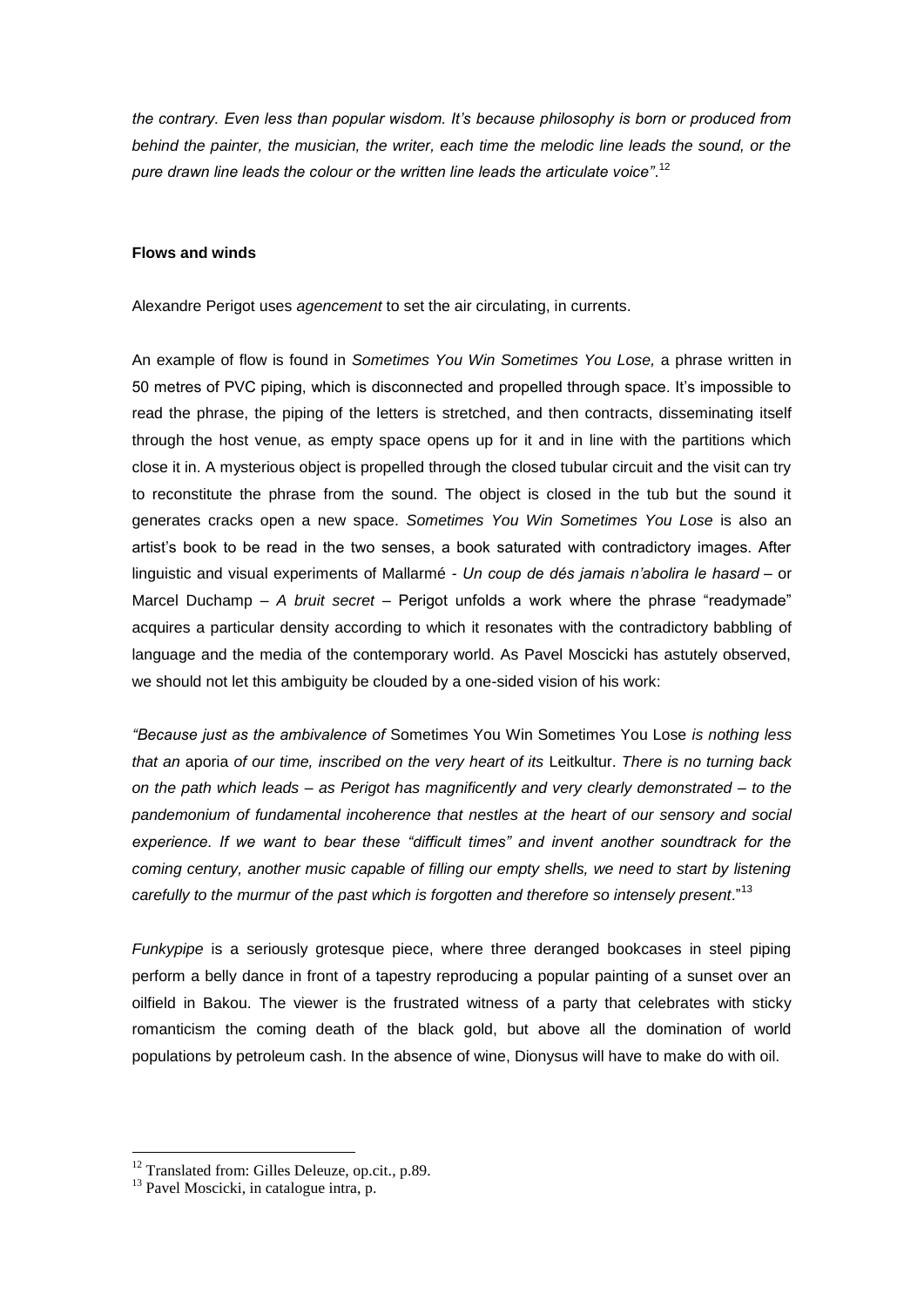*the contrary. Even less than popular wisdom. It's because philosophy is born or produced from behind the painter, the musician, the writer, each time the melodic line leads the sound, or the pure drawn line leads the colour or the written line leads the articulate voice"*.[12]

### Flows and winds

Alexandre Perigot uses *agencement* to set the air circulating, in currents.

An example of flow is found in *Sometimes You Win Sometimes You Lose,* a phrase written in 50 metres of PVC piping, which is disconnected and propelled through space. It's impossible to read the phrase, the piping of the letters is stretched, and then contracts, disseminating itself through the host venue, as empty space opens up for it and in line with the partitions which close it in. A mysterious object is propelled through the closed tubular circuit and the visit can try to reconstitute the phrase from the sound. The object is closed in the tub but the sound it generates cracks open a new space. *Sometimes You Win Sometimes You Lose* is also an artist's book to be read in the two senses, a book saturated with contradictory images. After linguistic and visual experiments of Mallarmé - *Un coup de dés jamais n'abolira le hasard* – or Marcel Duchamp – *A bruit secret* – Perigot unfolds a work where the phrase "readymade" acquires a particular density according to which it resonates with the contradictory babbling of language and the media of the contemporary world. As Pavel Moscicki has astutely observed, we should not let this ambiguity be clouded by a one-sided vision of his work:

*"Because just as the ambivalence of* Sometimes You Win Sometimes You Lose *is nothing less that an* aporia *of our time, inscribed on the very heart of its* Leitkultur. *There is no turning back on the path which leads – as Perigot has magnificently and very clearly demonstrated – to the pandemonium of fundamental incoherence that nestles at the heart of our sensory and social experience. If we want to bear these "difficult times" and invent another soundtrack for the coming century, another music capable of filling our empty shells, we need to start by listening carefully to the murmur of the past which is forgotten and therefore so intensely present*."[13]

*Funkypipe* is a seriously grotesque piece, where three deranged bookcases in steel piping perform a belly dance in front of a tapestry reproducing a popular painting of a sunset over an oilfield in Bakou. The viewer is the frustrated witness of a party that celebrates with sticky romanticism the coming death of the black gold, but above all the domination of world populations by petroleum cash. In the absence of wine, Dionysus will have to make do with oil.

---

[12] Translated from: Gilles Deleuze, op.cit., p.89.

[13] Pavel Moscicki, in catalogue intra, p.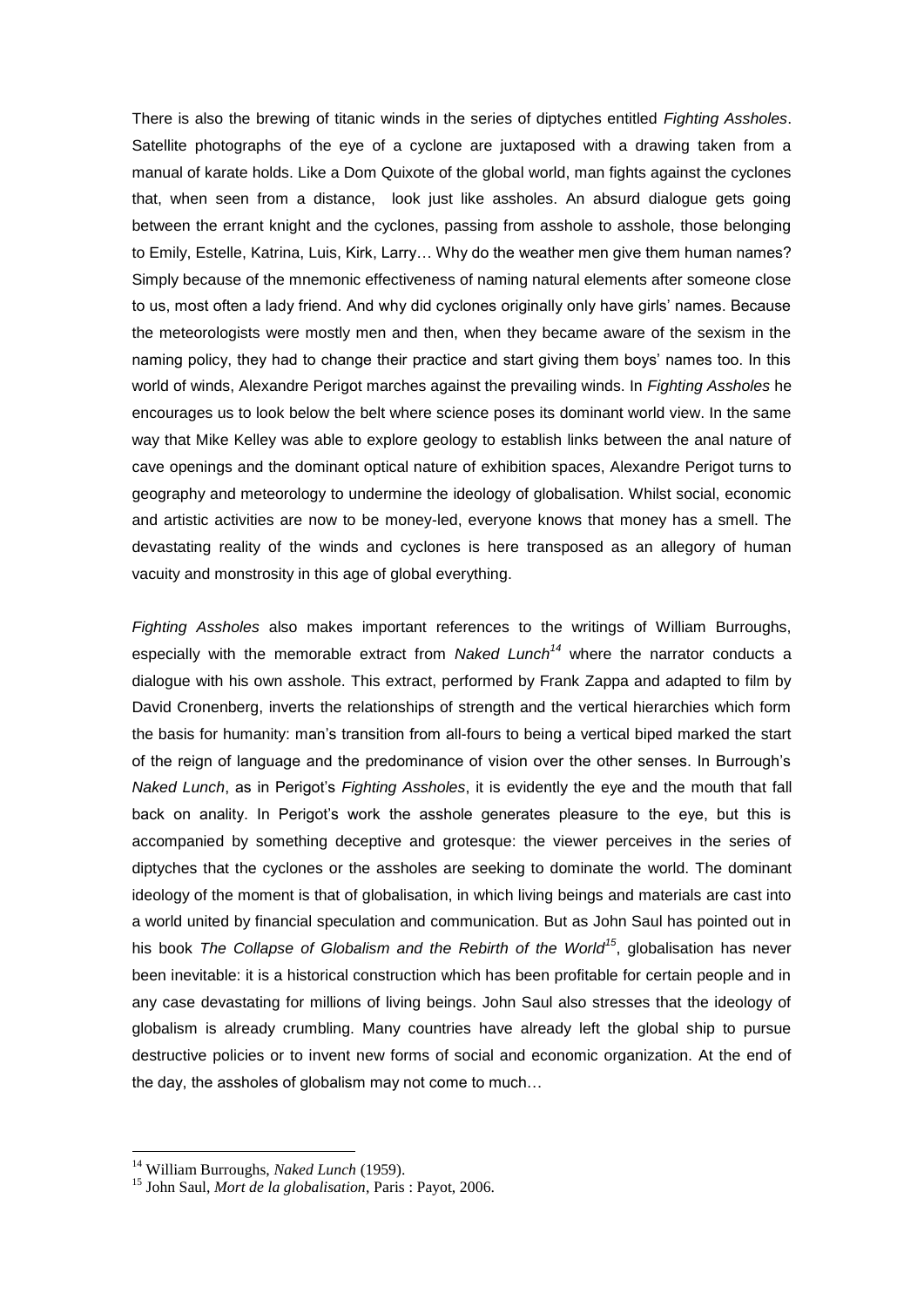There is also the brewing of titanic winds in the series of diptyches entitled *Fighting Assholes*. Satellite photographs of the eye of a cyclone are juxtaposed with a drawing taken from a manual of karate holds. Like a Dom Quixote of the global world, man fights against the cyclones that, when seen from a distance, look just like assholes. An absurd dialogue gets going between the errant knight and the cyclones, passing from asshole to asshole, those belonging to Emily, Estelle, Katrina, Luis, Kirk, Larry… Why do the weather men give them human names? Simply because of the mnemonic effectiveness of naming natural elements after someone close to us, most often a lady friend. And why did cyclones originally only have girls' names. Because the meteorologists were mostly men and then, when they became aware of the sexism in the naming policy, they had to change their practice and start giving them boys' names too. In this world of winds, Alexandre Perigot marches against the prevailing winds. In *Fighting Assholes* he encourages us to look below the belt where science poses its dominant world view. In the same way that Mike Kelley was able to explore geology to establish links between the anal nature of cave openings and the dominant optical nature of exhibition spaces, Alexandre Perigot turns to geography and meteorology to undermine the ideology of globalisation. Whilst social, economic and artistic activities are now to be money-led, everyone knows that money has a smell. The devastating reality of the winds and cyclones is here transposed as an allegory of human vacuity and monstrosity in this age of global everything.

*Fighting Assholes* also makes important references to the writings of William Burroughs, especially with the memorable extract from *Naked Lunch*[14] where the narrator conducts a dialogue with his own asshole. This extract, performed by Frank Zappa and adapted to film by David Cronenberg, inverts the relationships of strength and the vertical hierarchies which form the basis for humanity: man's transition from all-fours to being a vertical biped marked the start of the reign of language and the predominance of vision over the other senses. In Burrough's *Naked Lunch*, as in Perigot's *Fighting Assholes*, it is evidently the eye and the mouth that fall back on anality. In Perigot's work the asshole generates pleasure to the eye, but this is accompanied by something deceptive and grotesque: the viewer perceives in the series of diptyches that the cyclones or the assholes are seeking to dominate the world. The dominant ideology of the moment is that of globalisation, in which living beings and materials are cast into a world united by financial speculation and communication. But as John Saul has pointed out in his book *The Collapse of Globalism and the Rebirth of the World*[15], globalisation has never been inevitable: it is a historical construction which has been profitable for certain people and in any case devastating for millions of living beings. John Saul also stresses that the ideology of globalism is already crumbling. Many countries have already left the global ship to pursue destructive policies or to invent new forms of social and economic organization. At the end of the day, the assholes of globalism may not come to much…

---

[14] William Burroughs, *Naked Lunch* (1959).

[15] John Saul, *Mort de la globalisation*, Paris : Payot, 2006.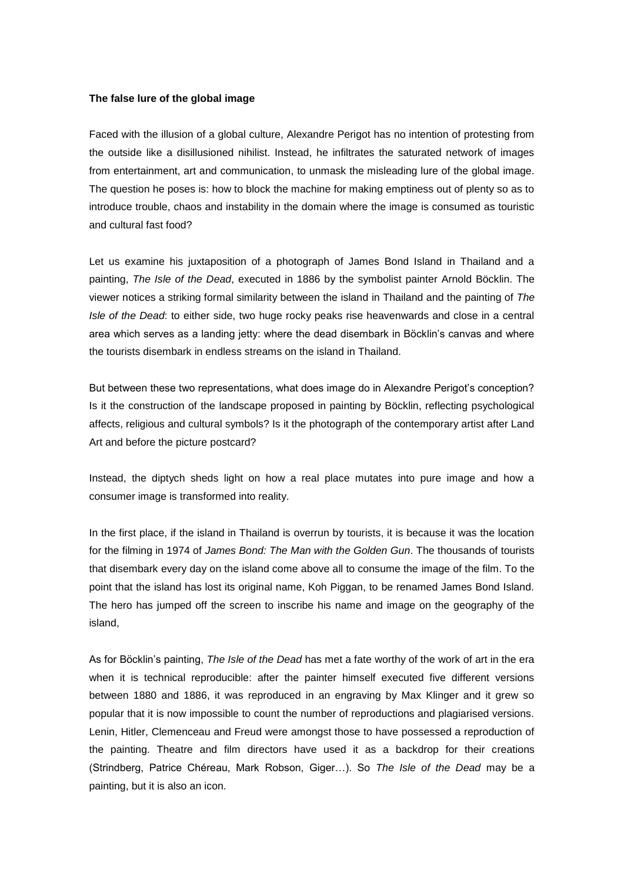**The false lure of the global image**

Faced with the illusion of a global culture, Alexandre Perigot has no intention of protesting from the outside like a disillusioned nihilist. Instead, he infiltrates the saturated network of images from entertainment, art and communication, to unmask the misleading lure of the global image. The question he poses is: how to block the machine for making emptiness out of plenty so as to introduce trouble, chaos and instability in the domain where the image is consumed as touristic and cultural fast food?

Let us examine his juxtaposition of a photograph of James Bond Island in Thailand and a painting, *The Isle of the Dead*, executed in 1886 by the symbolist painter Arnold Böcklin. The viewer notices a striking formal similarity between the island in Thailand and the painting of *The Isle of the Dead*: to either side, two huge rocky peaks rise heavenwards and close in a central area which serves as a landing jetty: where the dead disembark in Böcklin's canvas and where the tourists disembark in endless streams on the island in Thailand.

But between these two representations, what does image do in Alexandre Perigot's conception? Is it the construction of the landscape proposed in painting by Böcklin, reflecting psychological affects, religious and cultural symbols? Is it the photograph of the contemporary artist after Land Art and before the picture postcard?

Instead, the diptych sheds light on how a real place mutates into pure image and how a consumer image is transformed into reality.

In the first place, if the island in Thailand is overrun by tourists, it is because it was the location for the filming in 1974 of *James Bond: The Man with the Golden Gun*. The thousands of tourists that disembark every day on the island come above all to consume the image of the film. To the point that the island has lost its original name, Koh Piggan, to be renamed James Bond Island. The hero has jumped off the screen to inscribe his name and image on the geography of the island,

As for Böcklin's painting, *The Isle of the Dead* has met a fate worthy of the work of art in the era when it is technical reproducible: after the painter himself executed five different versions between 1880 and 1886, it was reproduced in an engraving by Max Klinger and it grew so popular that it is now impossible to count the number of reproductions and plagiarised versions. Lenin, Hitler, Clemenceau and Freud were amongst those to have possessed a reproduction of the painting. Theatre and film directors have used it as a backdrop for their creations (Strindberg, Patrice Chéreau, Mark Robson, Giger…). So *The Isle of the Dead* may be a painting, but it is also an icon.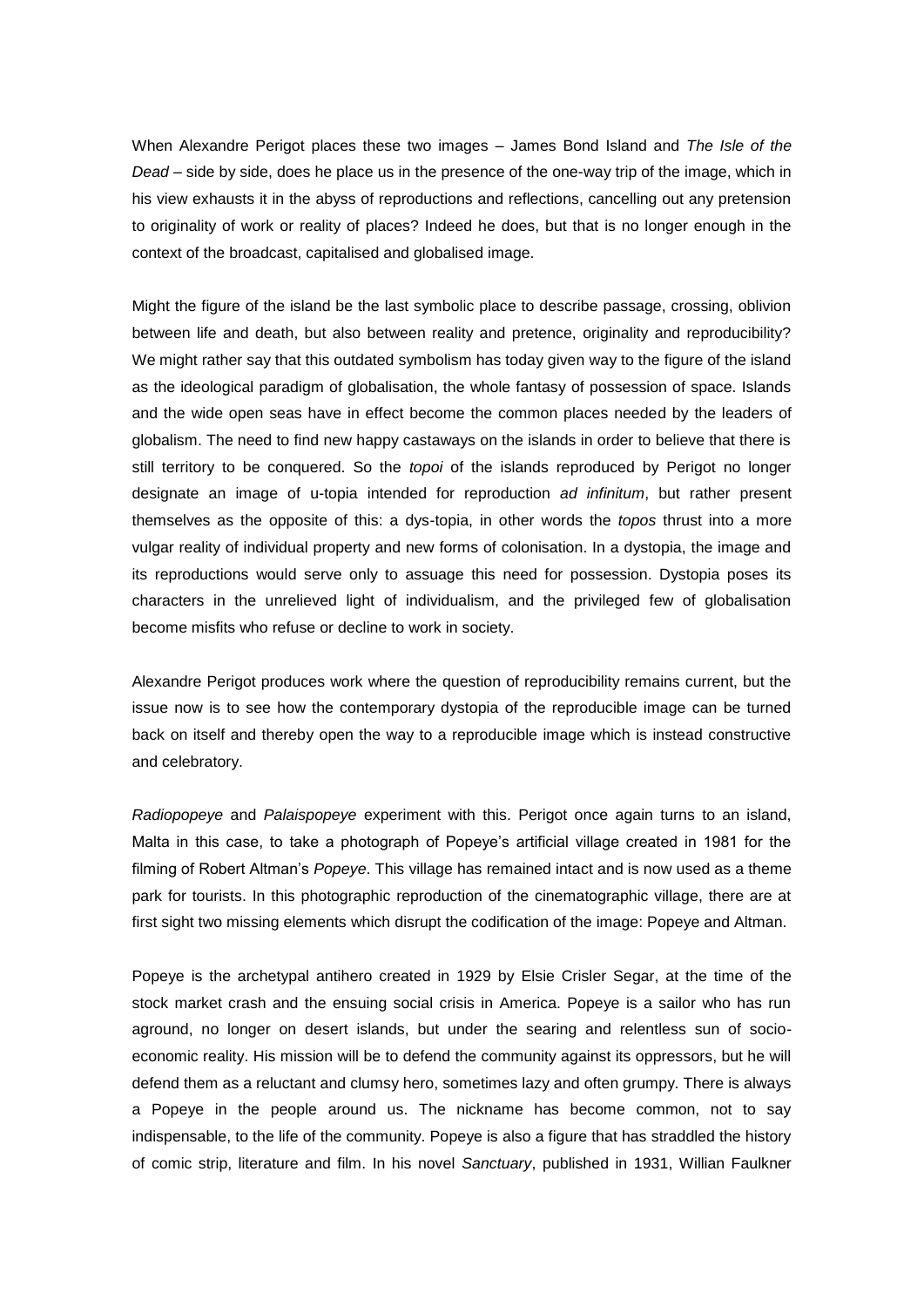When Alexandre Perigot places these two images – James Bond Island and *The Isle of the Dead* – side by side, does he place us in the presence of the one-way trip of the image, which in his view exhausts it in the abyss of reproductions and reflections, cancelling out any pretension to originality of work or reality of places? Indeed he does, but that is no longer enough in the context of the broadcast, capitalised and globalised image.

Might the figure of the island be the last symbolic place to describe passage, crossing, oblivion between life and death, but also between reality and pretence, originality and reproducibility? We might rather say that this outdated symbolism has today given way to the figure of the island as the ideological paradigm of globalisation, the whole fantasy of possession of space. Islands and the wide open seas have in effect become the common places needed by the leaders of globalism. The need to find new happy castaways on the islands in order to believe that there is still territory to be conquered. So the *topoi* of the islands reproduced by Perigot no longer designate an image of u-topia intended for reproduction *ad infinitum*, but rather present themselves as the opposite of this: a dys-topia, in other words the *topos* thrust into a more vulgar reality of individual property and new forms of colonisation. In a dystopia, the image and its reproductions would serve only to assuage this need for possession. Dystopia poses its characters in the unrelieved light of individualism, and the privileged few of globalisation become misfits who refuse or decline to work in society.

Alexandre Perigot produces work where the question of reproducibility remains current, but the issue now is to see how the contemporary dystopia of the reproducible image can be turned back on itself and thereby open the way to a reproducible image which is instead constructive and celebratory.

*Radiopopeye* and *Palaispopeye* experiment with this. Perigot once again turns to an island, Malta in this case, to take a photograph of Popeye's artificial village created in 1981 for the filming of Robert Altman's *Popeye*. This village has remained intact and is now used as a theme park for tourists. In this photographic reproduction of the cinematographic village, there are at first sight two missing elements which disrupt the codification of the image: Popeye and Altman.

Popeye is the archetypal antihero created in 1929 by Elsie Crisler Segar, at the time of the stock market crash and the ensuing social crisis in America. Popeye is a sailor who has run aground, no longer on desert islands, but under the searing and relentless sun of socio-economic reality. His mission will be to defend the community against its oppressors, but he will defend them as a reluctant and clumsy hero, sometimes lazy and often grumpy. There is always a Popeye in the people around us. The nickname has become common, not to say indispensable, to the life of the community. Popeye is also a figure that has straddled the history of comic strip, literature and film. In his novel *Sanctuary*, published in 1931, Willian Faulkner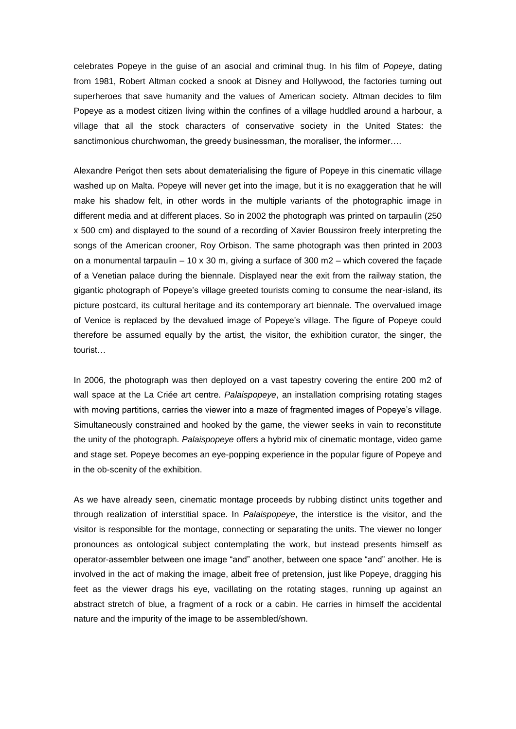celebrates Popeye in the guise of an asocial and criminal thug. In his film of *Popeye*, dating from 1981, Robert Altman cocked a snook at Disney and Hollywood, the factories turning out superheroes that save humanity and the values of American society. Altman decides to film Popeye as a modest citizen living within the confines of a village huddled around a harbour, a village that all the stock characters of conservative society in the United States: the sanctimonious churchwoman, the greedy businessman, the moraliser, the informer….

Alexandre Perigot then sets about dematerialising the figure of Popeye in this cinematic village washed up on Malta. Popeye will never get into the image, but it is no exaggeration that he will make his shadow felt, in other words in the multiple variants of the photographic image in different media and at different places. So in 2002 the photograph was printed on tarpaulin (250 x 500 cm) and displayed to the sound of a recording of Xavier Boussiron freely interpreting the songs of the American crooner, Roy Orbison. The same photograph was then printed in 2003 on a monumental tarpaulin – 10 x 30 m, giving a surface of 300 m2 – which covered the façade of a Venetian palace during the biennale. Displayed near the exit from the railway station, the gigantic photograph of Popeye's village greeted tourists coming to consume the near-island, its picture postcard, its cultural heritage and its contemporary art biennale. The overvalued image of Venice is replaced by the devalued image of Popeye's village. The figure of Popeye could therefore be assumed equally by the artist, the visitor, the exhibition curator, the singer, the tourist…

In 2006, the photograph was then deployed on a vast tapestry covering the entire 200 m2 of wall space at the La Criée art centre. *Palaispopeye*, an installation comprising rotating stages with moving partitions, carries the viewer into a maze of fragmented images of Popeye's village. Simultaneously constrained and hooked by the game, the viewer seeks in vain to reconstitute the unity of the photograph. *Palaispopeye* offers a hybrid mix of cinematic montage, video game and stage set. Popeye becomes an eye-popping experience in the popular figure of Popeye and in the ob-scenity of the exhibition.

As we have already seen, cinematic montage proceeds by rubbing distinct units together and through realization of interstitial space. In *Palaispopeye*, the interstice is the visitor, and the visitor is responsible for the montage, connecting or separating the units. The viewer no longer pronounces as ontological subject contemplating the work, but instead presents himself as operator-assembler between one image "and" another, between one space "and" another. He is involved in the act of making the image, albeit free of pretension, just like Popeye, dragging his feet as the viewer drags his eye, vacillating on the rotating stages, running up against an abstract stretch of blue, a fragment of a rock or a cabin. He carries in himself the accidental nature and the impurity of the image to be assembled/shown.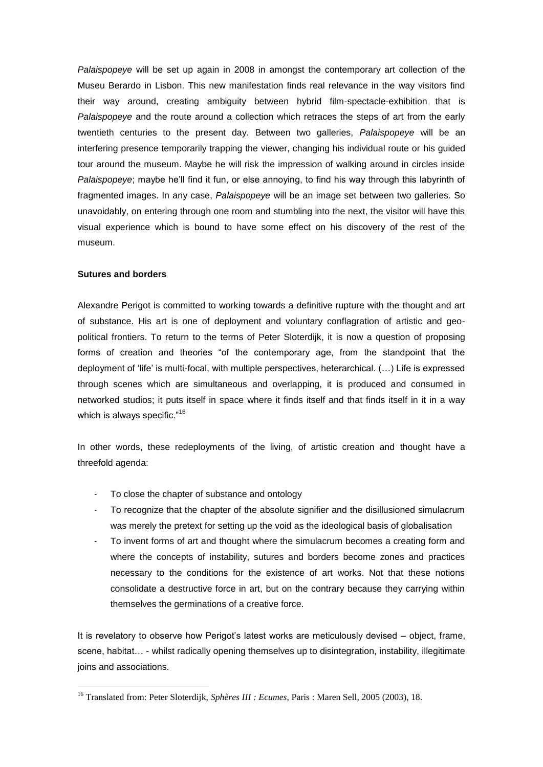*Palaispopeye* will be set up again in 2008 in amongst the contemporary art collection of the Museu Berardo in Lisbon. This new manifestation finds real relevance in the way visitors find their way around, creating ambiguity between hybrid film-spectacle-exhibition that is *Palaispopeye* and the route around a collection which retraces the steps of art from the early twentieth centuries to the present day. Between two galleries, *Palaispopeye* will be an interfering presence temporarily trapping the viewer, changing his individual route or his guided tour around the museum. Maybe he will risk the impression of walking around in circles inside *Palaispopeye*; maybe he'll find it fun, or else annoying, to find his way through this labyrinth of fragmented images. In any case, *Palaispopeye* will be an image set between two galleries. So unavoidably, on entering through one room and stumbling into the next, the visitor will have this visual experience which is bound to have some effect on his discovery of the rest of the museum.

**Sutures and borders**

Alexandre Perigot is committed to working towards a definitive rupture with the thought and art of substance. His art is one of deployment and voluntary conflagration of artistic and geo-political frontiers. To return to the terms of Peter Sloterdijk, it is now a question of proposing forms of creation and theories "of the contemporary age, from the standpoint that the deployment of 'life' is multi-focal, with multiple perspectives, heterarchical. (…) Life is expressed through scenes which are simultaneous and overlapping, it is produced and consumed in networked studios; it puts itself in space where it finds itself and that finds itself in it in a way which is always specific."[16]

In other words, these redeployments of the living, of artistic creation and thought have a threefold agenda:

- To close the chapter of substance and ontology
- To recognize that the chapter of the absolute signifier and the disillusioned simulacrum was merely the pretext for setting up the void as the ideological basis of globalisation
- To invent forms of art and thought where the simulacrum becomes a creating form and where the concepts of instability, sutures and borders become zones and practices necessary to the conditions for the existence of art works. Not that these notions consolidate a destructive force in art, but on the contrary because they carrying within themselves the germinations of a creative force.

It is revelatory to observe how Perigot's latest works are meticulously devised – object, frame, scene, habitat… - whilst radically opening themselves up to disintegration, instability, illegitimate joins and associations.

---

[16] Translated from: Peter Sloterdijk, *Sphères III : Ecumes*, Paris : Maren Sell, 2005 (2003), 18.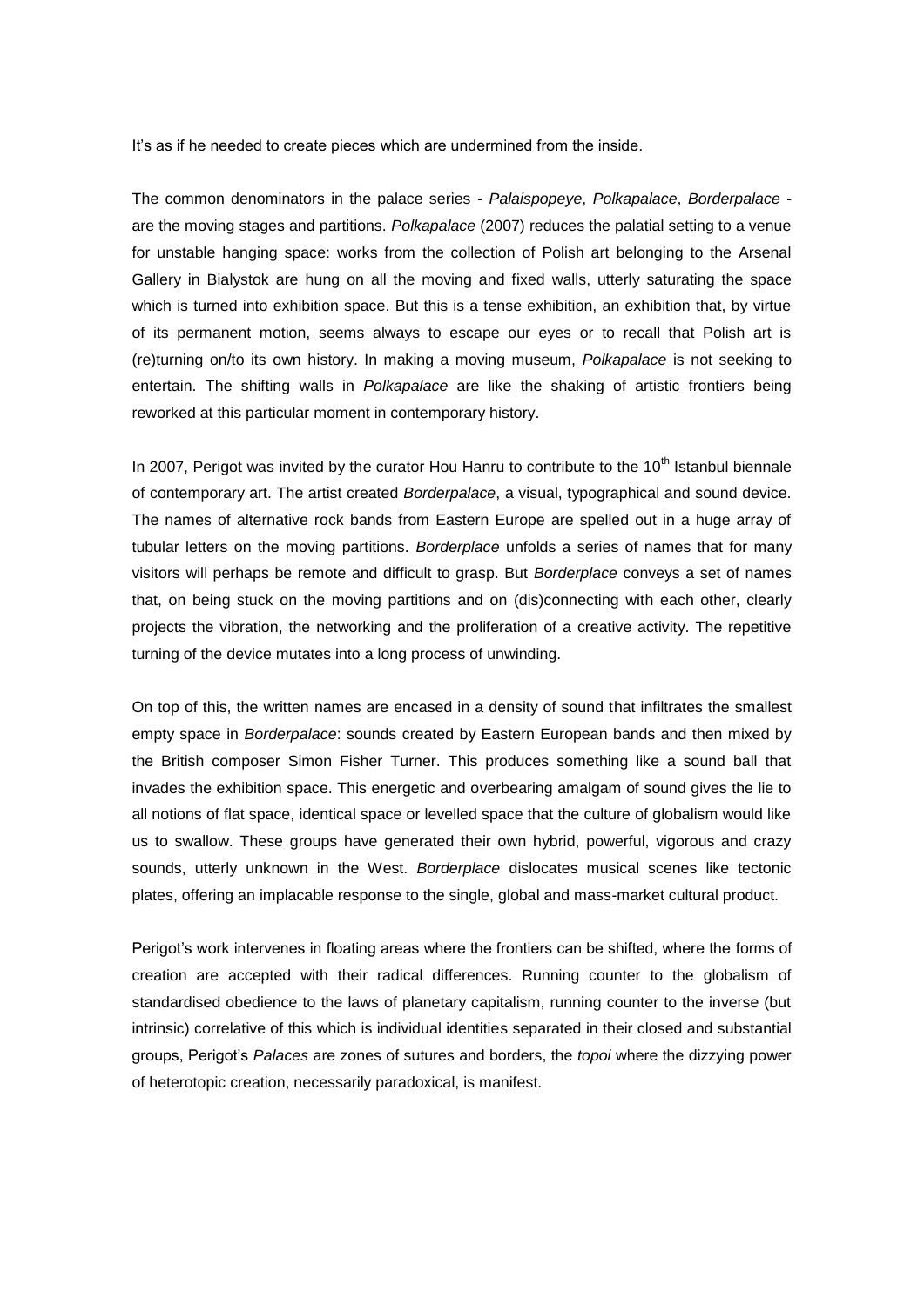It's as if he needed to create pieces which are undermined from the inside.

The common denominators in the palace series - *Palaispopeye*, *Polkapalace*, *Borderpalace* - are the moving stages and partitions. *Polkapalace* (2007) reduces the palatial setting to a venue for unstable hanging space: works from the collection of Polish art belonging to the Arsenal Gallery in Bialystok are hung on all the moving and fixed walls, utterly saturating the space which is turned into exhibition space. But this is a tense exhibition, an exhibition that, by virtue of its permanent motion, seems always to escape our eyes or to recall that Polish art is (re)turning on/to its own history. In making a moving museum, *Polkapalace* is not seeking to entertain. The shifting walls in *Polkapalace* are like the shaking of artistic frontiers being reworked at this particular moment in contemporary history.

In 2007, Perigot was invited by the curator Hou Hanru to contribute to the 10th Istanbul biennale of contemporary art. The artist created *Borderpalace*, a visual, typographical and sound device. The names of alternative rock bands from Eastern Europe are spelled out in a huge array of tubular letters on the moving partitions. *Borderplace* unfolds a series of names that for many visitors will perhaps be remote and difficult to grasp. But *Borderplace* conveys a set of names that, on being stuck on the moving partitions and on (dis)connecting with each other, clearly projects the vibration, the networking and the proliferation of a creative activity. The repetitive turning of the device mutates into a long process of unwinding.

On top of this, the written names are encased in a density of sound that infiltrates the smallest empty space in *Borderpalace*: sounds created by Eastern European bands and then mixed by the British composer Simon Fisher Turner. This produces something like a sound ball that invades the exhibition space. This energetic and overbearing amalgam of sound gives the lie to all notions of flat space, identical space or levelled space that the culture of globalism would like us to swallow. These groups have generated their own hybrid, powerful, vigorous and crazy sounds, utterly unknown in the West. *Borderplace* dislocates musical scenes like tectonic plates, offering an implacable response to the single, global and mass-market cultural product.

Perigot's work intervenes in floating areas where the frontiers can be shifted, where the forms of creation are accepted with their radical differences. Running counter to the globalism of standardised obedience to the laws of planetary capitalism, running counter to the inverse (but intrinsic) correlative of this which is individual identities separated in their closed and substantial groups, Perigot's *Palaces* are zones of sutures and borders, the *topoi* where the dizzying power of heterotopic creation, necessarily paradoxical, is manifest.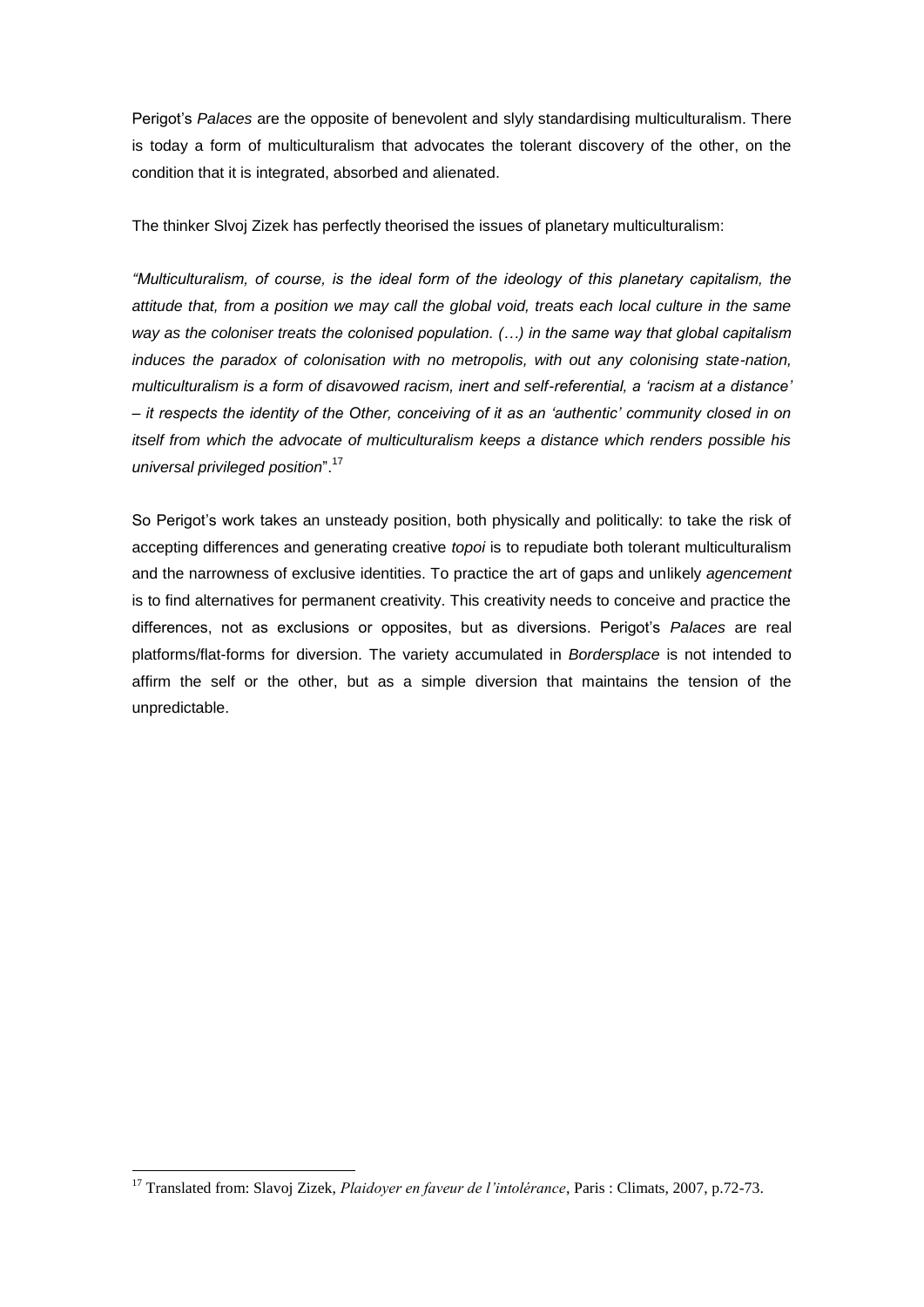Perigot's *Palaces* are the opposite of benevolent and slyly standardising multiculturalism. There is today a form of multiculturalism that advocates the tolerant discovery of the other, on the condition that it is integrated, absorbed and alienated.

The thinker Slvoj Zizek has perfectly theorised the issues of planetary multiculturalism:

*"Multiculturalism, of course, is the ideal form of the ideology of this planetary capitalism, the attitude that, from a position we may call the global void, treats each local culture in the same way as the coloniser treats the colonised population. (…) in the same way that global capitalism induces the paradox of colonisation with no metropolis, with out any colonising state-nation, multiculturalism is a form of disavowed racism, inert and self-referential, a 'racism at a distance' – it respects the identity of the Other, conceiving of it as an 'authentic' community closed in on itself from which the advocate of multiculturalism keeps a distance which renders possible his universal privileged position*".[17]

So Perigot's work takes an unsteady position, both physically and politically: to take the risk of accepting differences and generating creative *topoi* is to repudiate both tolerant multiculturalism and the narrowness of exclusive identities. To practice the art of gaps and unlikely *agencement* is to find alternatives for permanent creativity. This creativity needs to conceive and practice the differences, not as exclusions or opposites, but as diversions. Perigot's *Palaces* are real platforms/flat-forms for diversion. The variety accumulated in *Bordersplace* is not intended to affirm the self or the other, but as a simple diversion that maintains the tension of the unpredictable.

[17] Translated from: Slavoj Zizek, *Plaidoyer en faveur de l'intolérance*, Paris : Climats, 2007, p.72-73.